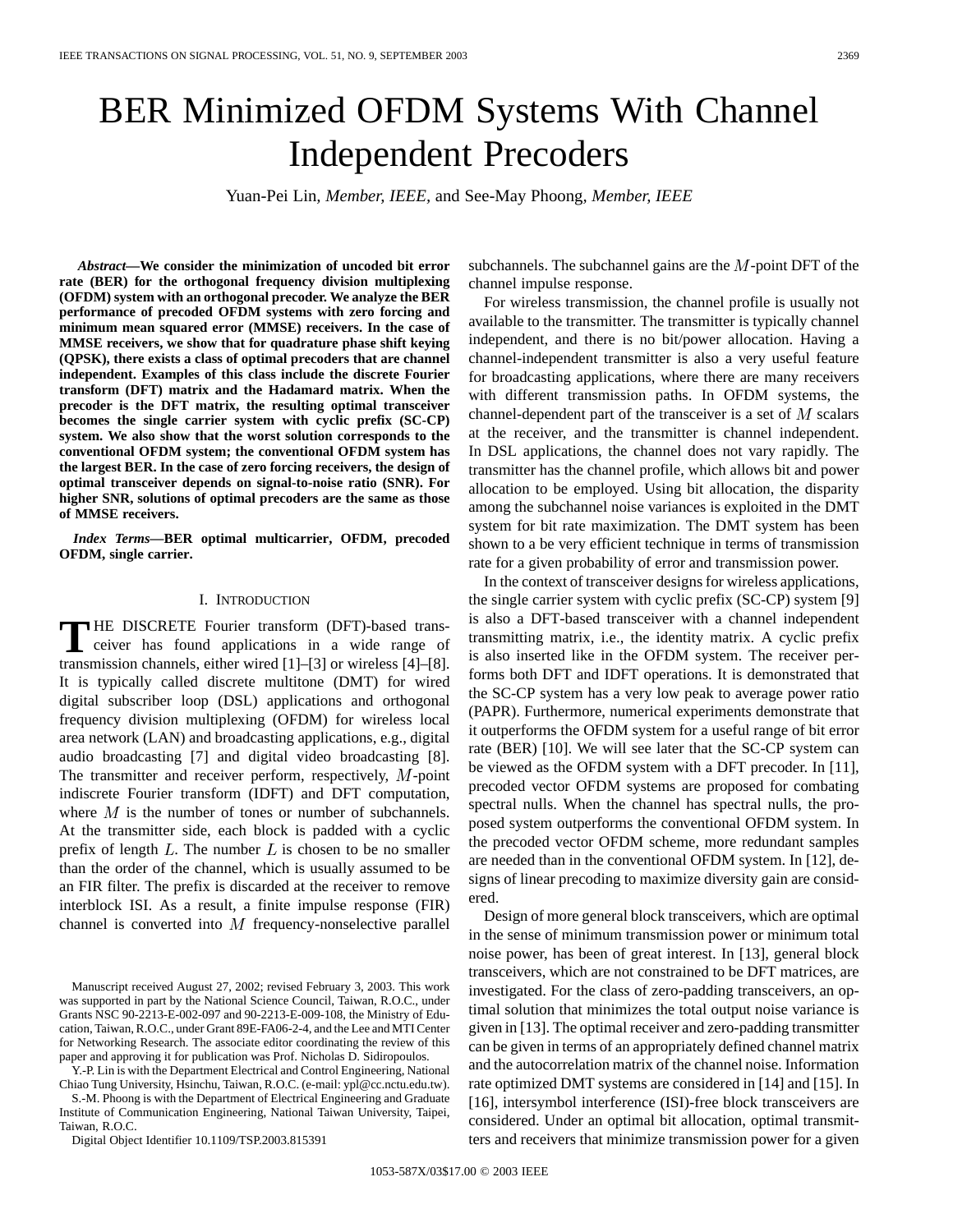# BER Minimized OFDM Systems With Channel Independent Precoders

Yuan-Pei Lin, *Member, IEEE*, and See-May Phoong, *Member, IEEE*

***Abstract*—We consider the minimization of uncoded bit error rate (BER) for the orthogonal frequency division multiplexing (OFDM) system with an orthogonal precoder. We analyze the BER performance of precoded OFDM systems with zero forcing and minimum mean squared error (MMSE) receivers. In the case of MMSE receivers, we show that for quadrature phase shift keying (QPSK), there exists a class of optimal precoders that are channel independent. Examples of this class include the discrete Fourier transform (DFT) matrix and the Hadamard matrix. When the precoder is the DFT matrix, the resulting optimal transceiver becomes the single carrier system with cyclic prefix (SC-CP) system. We also show that the worst solution corresponds to the conventional OFDM system; the conventional OFDM system has the largest BER. In the case of zero forcing receivers, the design of optimal transceiver depends on signal-to-noise ratio (SNR). For higher SNR, solutions of optimal precoders are the same as those of MMSE receivers.**

***Index Terms*—BER optimal multicarrier, OFDM, precoded OFDM, single carrier.**

## I. Introduction

The discrete Fourier transform (DFT)-based transceiver has found applications in a wide range of transmission channels, either wired [1]–[3] or wireless [4]–[8]. It is typically called discrete multitone (DMT) for wired digital subscriber loop (DSL) applications and orthogonal frequency division multiplexing (OFDM) for wireless local area network (LAN) and broadcasting applications, e.g., digital audio broadcasting [7] and digital video broadcasting [8]. The transmitter and receiver perform, respectively, $M$-point indiscrete Fourier transform (IDFT) and DFT computation, where $M$ is the number of tones or number of subchannels. At the transmitter side, each block is padded with a cyclic prefix of length $L$. The number $L$ is chosen to be no smaller than the order of the channel, which is usually assumed to be an FIR filter. The prefix is discarded at the receiver to remove interblock ISI. As a result, a finite impulse response (FIR) channel is converted into $M$ frequency-nonselective parallel subchannels. The subchannel gains are the $M$-point DFT of the channel impulse response.

For wireless transmission, the channel profile is usually not available to the transmitter. The transmitter is typically channel independent, and there is no bit/power allocation. Having a channel-independent transmitter is also a very useful feature for broadcasting applications, where there are many receivers with different transmission paths. In OFDM systems, the channel-dependent part of the transceiver is a set of $M$ scalars at the receiver, and the transmitter is channel independent. In DSL applications, the channel does not vary rapidly. The transmitter has the channel profile, which allows bit and power allocation to be employed. Using bit allocation, the disparity among the subchannel noise variances is exploited in the DMT system for bit rate maximization. The DMT system has been shown to a be very efficient technique in terms of transmission rate for a given probability of error and transmission power.

In the context of transceiver designs for wireless applications, the single carrier system with cyclic prefix (SC-CP) system [9] is also a DFT-based transceiver with a channel independent transmitting matrix, i.e., the identity matrix. A cyclic prefix is also inserted like in the OFDM system. The receiver performs both DFT and IDFT operations. It is demonstrated that the SC-CP system has a very low peak to average power ratio (PAPR). Furthermore, numerical experiments demonstrate that it outperforms the OFDM system for a useful range of bit error rate (BER) [10]. We will see later that the SC-CP system can be viewed as the OFDM system with a DFT precoder. In [11], precoded vector OFDM systems are proposed for combating spectral nulls. When the channel has spectral nulls, the proposed system outperforms the conventional OFDM system. In the precoded vector OFDM scheme, more redundant samples are needed than in the conventional OFDM system. In [12], designs of linear precoding to maximize diversity gain are considered.

Design of more general block transceivers, which are optimal in the sense of minimum transmission power or minimum total noise power, has been of great interest. In [13], general block transceivers, which are not constrained to be DFT matrices, are investigated. For the class of zero-padding transceivers, an optimal solution that minimizes the total output noise variance is given in [13]. The optimal receiver and zero-padding transmitter can be given in terms of an appropriately defined channel matrix and the autocorrelation matrix of the channel noise. Information rate optimized DMT systems are considered in [14] and [15]. In [16], intersymbol interference (ISI)-free block transceivers are considered. Under an optimal bit allocation, optimal transmitters and receivers that minimize transmission power for a given

---

Manuscript received August 27, 2002; revised February 3, 2003. This work was supported in part by the National Science Council, Taiwan, R.O.C., under Grants NSC 90-2213-E-002-097 and 90-2213-E-009-108, the Ministry of Education, Taiwan, R.O.C., under Grant 89E-FA06-2-4, and the Lee and MTI Center for Networking Research. The associate editor coordinating the review of this paper and approving it for publication was Prof. Nicholas D. Sidiropoulos.

Y.-P. Lin is with the Department Electrical and Control Engineering, National Chiao Tung University, Hsinchu, Taiwan, R.O.C. (e-mail: ypl@cc.nctu.edu.tw).

S.-M. Phoong is with the Department of Electrical Engineering and Graduate Institute of Communication Engineering, National Taiwan University, Taipei, Taiwan, R.O.C.

Digital Object Identifier 10.1109/TSP.2003.815391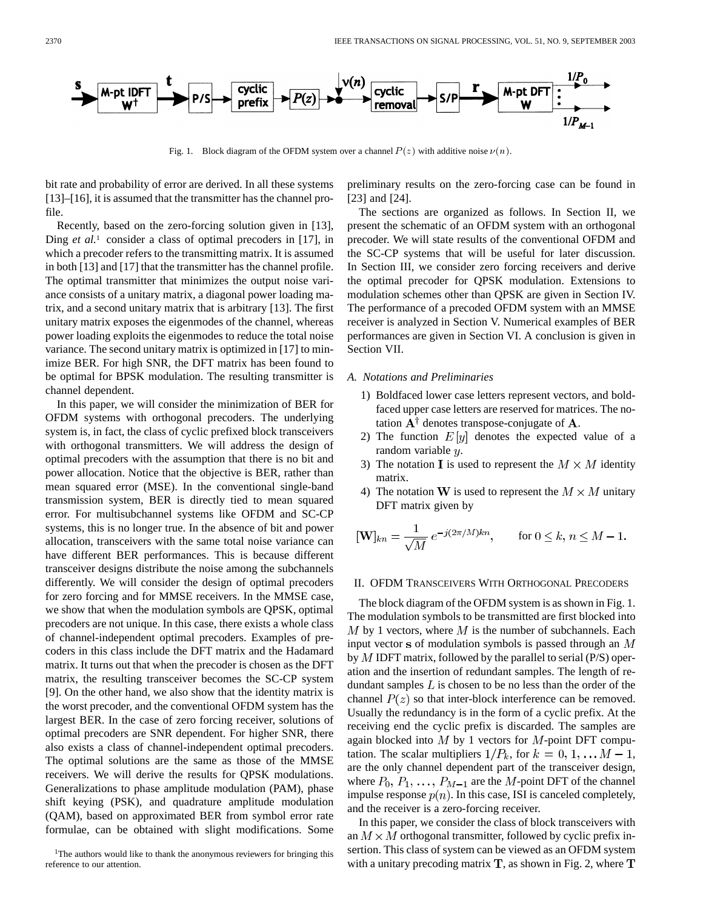Fig. 1. Block diagram of the OFDM system over a channel $P(z)$ with additive noise $\nu(n)$.

bit rate and probability of error are derived. In all these systems [13]–[16], it is assumed that the transmitter has the channel profile.

Recently, based on the zero-forcing solution given in [13], Ding *et al.*[1] consider a class of optimal precoders in [17], in which a precoder refers to the transmitting matrix. It is assumed in both [13] and [17] that the transmitter has the channel profile. The optimal transmitter that minimizes the output noise variance consists of a unitary matrix, a diagonal power loading matrix, and a second unitary matrix that is arbitrary [13]. The first unitary matrix exposes the eigenmodes of the channel, whereas power loading exploits the eigenmodes to reduce the total noise variance. The second unitary matrix is optimized in [17] to minimize BER. For high SNR, the DFT matrix has been found to be optimal for BPSK modulation. The resulting transmitter is channel dependent.

In this paper, we will consider the minimization of BER for OFDM systems with orthogonal precoders. The underlying system is, in fact, the class of cyclic prefixed block transceivers with orthogonal transmitters. We will address the design of optimal precoders with the assumption that there is no bit and power allocation. Notice that the objective is BER, rather than mean squared error (MSE). In the conventional single-band transmission system, BER is directly tied to mean squared error. For multisubchannel systems like OFDM and SC-CP systems, this is no longer true. In the absence of bit and power allocation, transceivers with the same total noise variance can have different BER performances. This is because different transceiver designs distribute the noise among the subchannels differently. We will consider the design of optimal precoders for zero forcing and for MMSE receivers. In the MMSE case, we show that when the modulation symbols are QPSK, optimal precoders are not unique. In this case, there exists a whole class of channel-independent optimal precoders. Examples of precoders in this class include the DFT matrix and the Hadamard matrix. It turns out that when the precoder is chosen as the DFT matrix, the resulting transceiver becomes the SC-CP system [9]. On the other hand, we also show that the identity matrix is the worst precoder, and the conventional OFDM system has the largest BER. In the case of zero forcing receiver, solutions of optimal precoders are SNR dependent. For higher SNR, there also exists a class of channel-independent optimal precoders. The optimal solutions are the same as those of the MMSE receivers. We will derive the results for QPSK modulations. Generalizations to phase amplitude modulation (PAM), phase shift keying (PSK), and quadrature amplitude modulation (QAM), based on approximated BER from symbol error rate formulae, can be obtained with slight modifications. Some preliminary results on the zero-forcing case can be found in [23] and [24].

[1]The authors would like to thank the anonymous reviewers for bringing this reference to our attention.

The sections are organized as follows. In Section II, we present the schematic of an OFDM system with an orthogonal precoder. We will state results of the conventional OFDM and the SC-CP systems that will be useful for later discussion. In Section III, we consider zero forcing receivers and derive the optimal precoder for QPSK modulation. Extensions to modulation schemes other than QPSK are given in Section IV. The performance of a precoded OFDM system with an MMSE receiver is analyzed in Section V. Numerical examples of BER performances are given in Section VI. A conclusion is given in Section VII.

### A. Notations and Preliminaries

1) Boldfaced lower case letters represent vectors, and boldfaced upper case letters are reserved for matrices. The notation $\mathbf{A}^\dagger$ denotes transpose-conjugate of $\mathbf{A}$.
2) The function $E[y]$ denotes the expected value of a random variable $y$.
3) The notation $\mathbf{I}$ is used to represent the $M \times M$ identity matrix.
4) The notation $\mathbf{W}$ is used to represent the $M \times M$ unitary DFT matrix given by

$$[\mathbf{W}]_{kn} = \frac{1}{\sqrt{M}}\, e^{-j(2\pi/M)kn}, \qquad \text{for } 0 \le k, n \le M-1.$$

## II. OFDM Transceivers With Orthogonal Precoders

The block diagram of the OFDM system is as shown in Fig. 1. The modulation symbols to be transmitted are first blocked into $M$ by 1 vectors, where $M$ is the number of subchannels. Each input vector $\mathbf{s}$ of modulation symbols is passed through an $M$ by $M$ IDFT matrix, followed by the parallel to serial (P/S) operation and the insertion of redundant samples. The length of redundant samples $L$ is chosen to be no less than the order of the channel $P(z)$ so that inter-block interference can be removed. Usually the redundancy is in the form of a cyclic prefix. At the receiving end the cyclic prefix is discarded. The samples are again blocked into $M$ by 1 vectors for $M$-point DFT computation. The scalar multipliers $1/P_k$, for $k = 0, 1, \ldots M-1$, are the only channel dependent part of the transceiver design, where $P_0, P_1, \ldots, P_{M-1}$ are the $M$-point DFT of the channel impulse response $p(n)$. In this case, ISI is canceled completely, and the receiver is a zero-forcing receiver.

In this paper, we consider the class of block transceivers with an $M \times M$ orthogonal transmitter, followed by cyclic prefix insertion. This class of system can be viewed as an OFDM system with a unitary precoding matrix $\mathbf{T}$, as shown in Fig. 2, where $\mathbf{T}$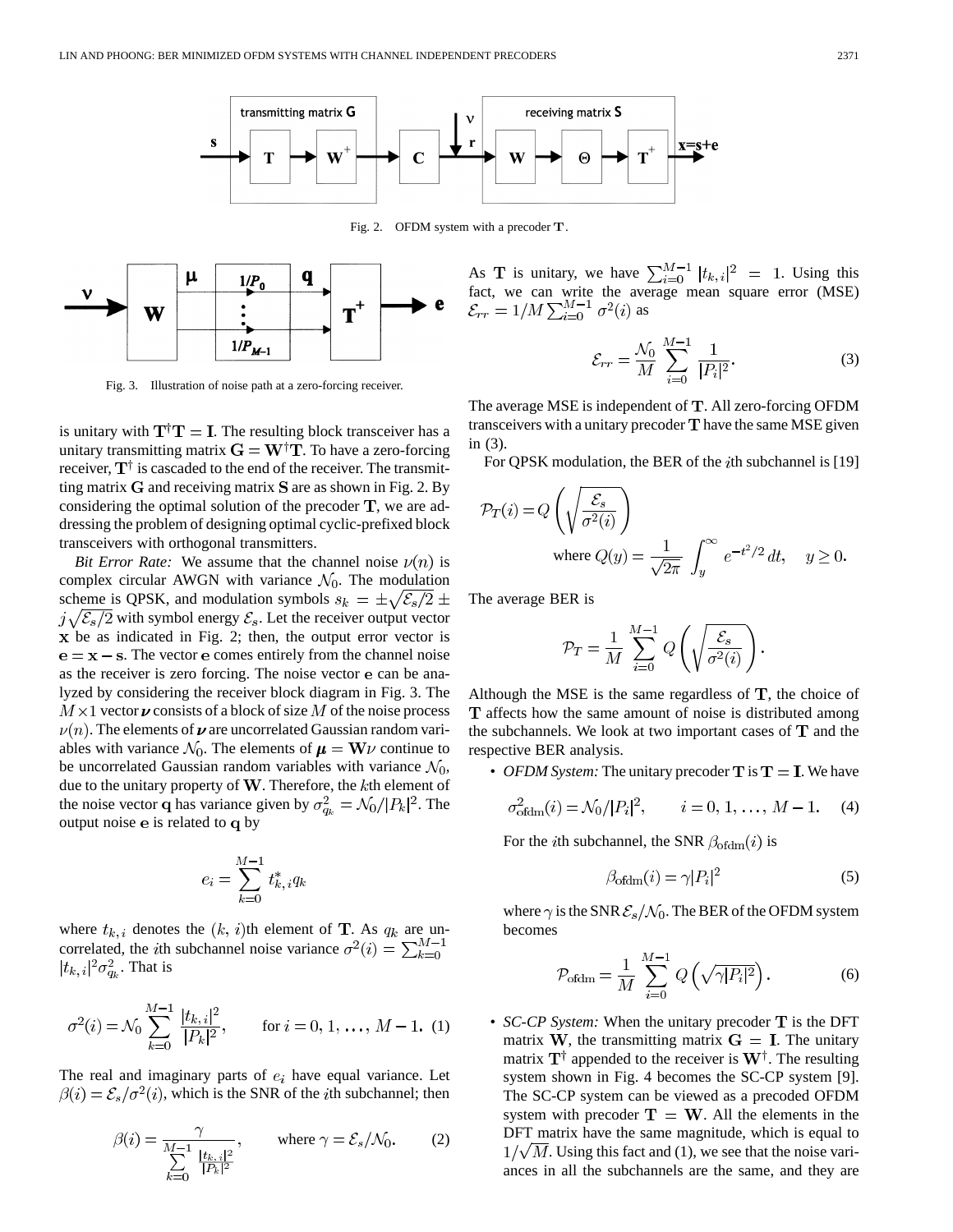Fig. 2. OFDM system with a precoder $\mathbf{T}$.

Fig. 3. Illustration of noise path at a zero-forcing receiver.

is unitary with $\mathbf{T}^{\dagger}\mathbf{T} = \mathbf{I}$. The resulting block transceiver has a unitary transmitting matrix $\mathbf{G} = \mathbf{W}^{\dagger}\mathbf{T}$. To have a zero-forcing receiver, $\mathbf{T}^{\dagger}$ is cascaded to the end of the receiver. The transmitting matrix $\mathbf{G}$ and receiving matrix $\mathbf{S}$ are as shown in Fig. 2. By considering the optimal solution of the precoder $\mathbf{T}$, we are addressing the problem of designing optimal cyclic-prefixed block transceivers with orthogonal transmitters.

*Bit Error Rate:* We assume that the channel noise $\nu(n)$ is complex circular AWGN with variance $\mathcal{N}_0$. The modulation scheme is QPSK, and modulation symbols $s_k = \pm\sqrt{\mathcal{E}_s/2} \pm j\sqrt{\mathcal{E}_s/2}$ with symbol energy $\mathcal{E}_s$. Let the receiver output vector $\mathbf{x}$ be as indicated in Fig. 2; then, the output error vector is $\mathbf{e} = \mathbf{x} - \mathbf{s}$. The vector $\mathbf{e}$ comes entirely from the channel noise as the receiver is zero forcing. The noise vector $\mathbf{e}$ can be analyzed by considering the receiver block diagram in Fig. 3. The $M \times 1$ vector $\boldsymbol{\nu}$ consists of a block of size $M$ of the noise process $\nu(n)$. The elements of $\boldsymbol{\nu}$ are uncorrelated Gaussian random variables with variance $\mathcal{N}_0$. The elements of $\boldsymbol{\mu} = \mathbf{W}\nu$ continue to be uncorrelated Gaussian random variables with variance $\mathcal{N}_0$, due to the unitary property of $\mathbf{W}$. Therefore, the $k$th element of the noise vector $\mathbf{q}$ has variance given by $\sigma_{q_k}^2 = \mathcal{N}_0/|P_k|^2$. The output noise $\mathbf{e}$ is related to $\mathbf{q}$ by

$$e_i = \sum_{k=0}^{M-1} t_{k,i}^* q_k$$

where $t_{k,i}$ denotes the $(k, i)$th element of $\mathbf{T}$. As $q_k$ are uncorrelated, the $i$th subchannel noise variance $\sigma^2(i) = \sum_{k=0}^{M-1} |t_{k,i}|^2 \sigma_{q_k}^2$. That is

$$\sigma^2(i) = \mathcal{N}_0 \sum_{k=0}^{M-1} \frac{|t_{k,i}|^2}{|P_k|^2}, \qquad \text{for } i = 0, 1, \ldots, M-1. \quad (1)$$

The real and imaginary parts of $e_i$ have equal variance. Let $\beta(i) = \mathcal{E}_s/\sigma^2(i)$, which is the SNR of the $i$th subchannel; then

$$\beta(i) = \frac{\gamma}{\sum_{k=0}^{M-1} \frac{|t_{k,i}|^2}{|P_k|^2}}, \qquad \text{where } \gamma = \mathcal{E}_s/\mathcal{N}_0. \quad (2)$$

As $\mathbf{T}$ is unitary, we have $\sum_{i=0}^{M-1} |t_{k,i}|^2 = 1$. Using this fact, we can write the average mean square error (MSE) $\mathcal{E}_{rr} = 1/M \sum_{i=0}^{M-1} \sigma^2(i)$ as

$$\mathcal{E}_{rr} = \frac{\mathcal{N}_0}{M} \sum_{i=0}^{M-1} \frac{1}{|P_i|^2}. \quad (3)$$

The average MSE is independent of $\mathbf{T}$. All zero-forcing OFDM transceivers with a unitary precoder $\mathbf{T}$ have the same MSE given in (3).

For QPSK modulation, the BER of the $i$th subchannel is [19]

$$\mathcal{P}_T(i) = Q\left(\sqrt{\frac{\mathcal{E}_s}{\sigma^2(i)}}\right)$$
$$\text{where } Q(y) = \frac{1}{\sqrt{2\pi}} \int_y^{\infty} e^{-t^2/2}\, dt, \quad y \geq 0.$$

The average BER is

$$\mathcal{P}_T = \frac{1}{M} \sum_{i=0}^{M-1} Q\left(\sqrt{\frac{\mathcal{E}_s}{\sigma^2(i)}}\right).$$

Although the MSE is the same regardless of $\mathbf{T}$, the choice of $\mathbf{T}$ affects how the same amount of noise is distributed among the subchannels. We look at two important cases of $\mathbf{T}$ and the respective BER analysis.

- *OFDM System:* The unitary precoder $\mathbf{T}$ is $\mathbf{T} = \mathbf{I}$. We have

$$\sigma_{\text{ofdm}}^2(i) = \mathcal{N}_0/|P_i|^2, \qquad i = 0, 1, \ldots, M-1. \quad (4)$$

  For the $i$th subchannel, the SNR $\beta_{\text{ofdm}}(i)$ is

$$\beta_{\text{ofdm}}(i) = \gamma |P_i|^2 \quad (5)$$

  where $\gamma$ is the SNR $\mathcal{E}_s/\mathcal{N}_0$. The BER of the OFDM system becomes

$$\mathcal{P}_{\text{ofdm}} = \frac{1}{M} \sum_{i=0}^{M-1} Q\left(\sqrt{\gamma}|P_i|\right). \quad (6)$$

- *SC-CP System:* When the unitary precoder $\mathbf{T}$ is the DFT matrix $\mathbf{W}$, the transmitting matrix $\mathbf{G} = \mathbf{I}$. The unitary matrix $\mathbf{T}^{\dagger}$ appended to the receiver is $\mathbf{W}^{\dagger}$. The resulting system shown in Fig. 4 becomes the SC-CP system [9]. The SC-CP system can be viewed as a precoded OFDM system with precoder $\mathbf{T} = \mathbf{W}$. All the elements in the DFT matrix have the same magnitude, which is equal to $1/\sqrt{M}$. Using this fact and (1), we see that the noise variances in all the subchannels are the same, and they are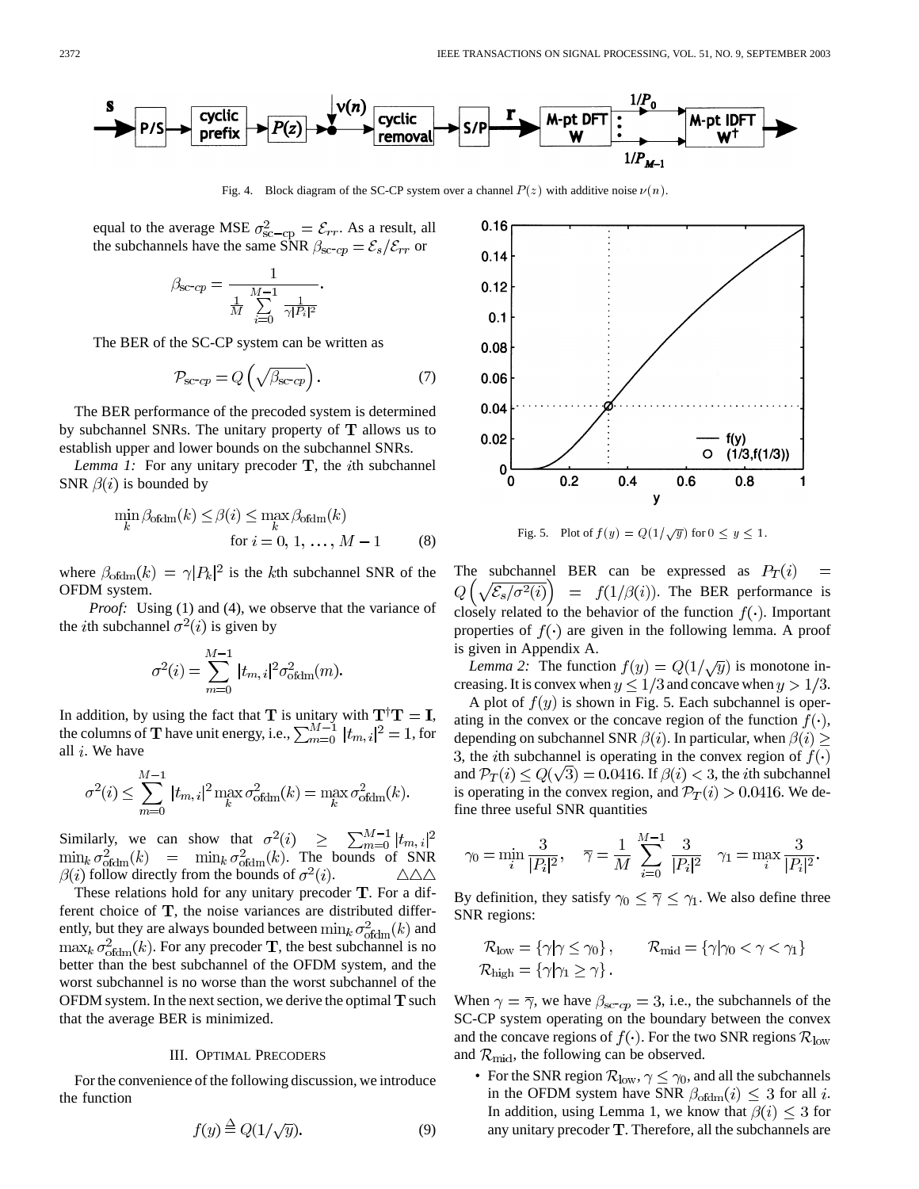Fig. 4. Block diagram of the SC-CP system over a channel $P(z)$ with additive noise $\nu(n)$.

equal to the average MSE $\sigma^2_{\text{sc-cp}} = \mathcal{E}_{rr}$. As a result, all the subchannels have the same SNR $\beta_{\text{sc-}cp} = \mathcal{E}_s/\mathcal{E}_{rr}$ or

$$\beta_{\text{sc-}cp} = \frac{1}{\frac{1}{M}\sum_{i=0}^{M-1}\frac{1}{\gamma|P_i|^2}}.$$

The BER of the SC-CP system can be written as

$$\mathcal{P}_{\text{sc-}cp} = Q\left(\sqrt{\beta_{\text{sc-}cp}}\right). \tag{7}$$

The BER performance of the precoded system is determined by subchannel SNRs. The unitary property of $\mathbf{T}$ allows us to establish upper and lower bounds on the subchannel SNRs.

*Lemma 1:* For any unitary precoder $\mathbf{T}$, the $i$th subchannel SNR $\beta(i)$ is bounded by

$$\min_k \beta_{\text{ofdm}}(k) \le \beta(i) \le \max_k \beta_{\text{ofdm}}(k) \quad \text{for } i = 0, 1, \ldots, M-1 \tag{8}$$

where $\beta_{\text{ofdm}}(k) = \gamma|P_k|^2$ is the $k$th subchannel SNR of the OFDM system.

*Proof:* Using (1) and (4), we observe that the variance of the $i$th subchannel $\sigma^2(i)$ is given by

$$\sigma^2(i) = \sum_{m=0}^{M-1} |t_{m,i}|^2 \sigma^2_{\text{ofdm}}(m).$$

In addition, by using the fact that $\mathbf{T}$ is unitary with $\mathbf{T}^\dagger\mathbf{T} = \mathbf{I}$, the columns of $\mathbf{T}$ have unit energy, i.e., $\sum_{m=0}^{M-1} |t_{m,i}|^2 = 1$, for all $i$. We have

$$\sigma^2(i) \le \sum_{m=0}^{M-1} |t_{m,i}|^2 \max_k \sigma^2_{\text{ofdm}}(k) = \max_k \sigma^2_{\text{ofdm}}(k).$$

Similarly, we can show that $\sigma^2(i) \ge \sum_{m=0}^{M-1} |t_{m,i}|^2 \min_k \sigma^2_{\text{ofdm}}(k) = \min_k \sigma^2_{\text{ofdm}}(k)$. The bounds of SNR $\beta(i)$ follow directly from the bounds of $\sigma^2(i)$. $\triangle\triangle\triangle$

These relations hold for any unitary precoder $\mathbf{T}$. For a different choice of $\mathbf{T}$, the noise variances are distributed differently, but they are always bounded between $\min_k \sigma^2_{\text{ofdm}}(k)$ and $\max_k \sigma^2_{\text{ofdm}}(k)$. For any precoder $\mathbf{T}$, the best subchannel is no better than the best subchannel of the OFDM system, and the worst subchannel is no worse than the worst subchannel of the OFDM system. In the next section, we derive the optimal $\mathbf{T}$ such that the average BER is minimized.

## III. Optimal Precoders

For the convenience of the following discussion, we introduce the function

$$f(y) \triangleq Q(1/\sqrt{y}). \tag{9}$$

Fig. 5. Plot of $f(y) = Q(1/\sqrt{y})$ for $0 \le y \le 1$.

The subchannel BER can be expressed as $\mathcal{P}_T(i) = Q\left(\sqrt{\mathcal{E}_s/\sigma^2(i)}\right) = f(1/\beta(i))$. The BER performance is closely related to the behavior of the function $f(\cdot)$. Important properties of $f(\cdot)$ are given in the following lemma. A proof is given in Appendix A.

*Lemma 2:* The function $f(y) = Q(1/\sqrt{y})$ is monotone increasing. It is convex when $y \le 1/3$ and concave when $y > 1/3$.

A plot of $f(y)$ is shown in Fig. 5. Each subchannel is operating in the convex or the concave region of the function $f(\cdot)$, depending on subchannel SNR $\beta(i)$. In particular, when $\beta(i) \ge 3$, the $i$th subchannel is operating in the convex region of $f(\cdot)$ and $\mathcal{P}_T(i) \le Q(\sqrt{3}) = 0.0416$. If $\beta(i) < 3$, the $i$th subchannel is operating in the convex region, and $\mathcal{P}_T(i) > 0.0416$. We define three useful SNR quantities

$$\gamma_0 = \min_i \frac{3}{|P_i|^2}, \quad \overline{\gamma} = \frac{1}{M}\sum_{i=0}^{M-1}\frac{3}{|P_i|^2} \quad \gamma_1 = \max_i \frac{3}{|P_i|^2}.$$

By definition, they satisfy $\gamma_0 \le \overline{\gamma} \le \gamma_1$. We also define three SNR regions:

$$\mathcal{R}_{\text{low}} = \{\gamma | \gamma \le \gamma_0\}, \qquad \mathcal{R}_{\text{mid}} = \{\gamma | \gamma_0 < \gamma < \gamma_1\}$$
$$\mathcal{R}_{\text{high}} = \{\gamma | \gamma_1 \ge \gamma\}.$$

When $\gamma = \overline{\gamma}$, we have $\beta_{\text{sc-}cp} = 3$, i.e., the subchannels of the SC-CP system operating on the boundary between the convex and the concave regions of $f(\cdot)$. For the two SNR regions $\mathcal{R}_{\text{low}}$ and $\mathcal{R}_{\text{mid}}$, the following can be observed.

- For the SNR region $\mathcal{R}_{\text{low}}$, $\gamma \le \gamma_0$, and all the subchannels in the OFDM system have SNR $\beta_{\text{ofdm}}(i) \le 3$ for all $i$. In addition, using Lemma 1, we know that $\beta(i) \le 3$ for any unitary precoder $\mathbf{T}$. Therefore, all the subchannels are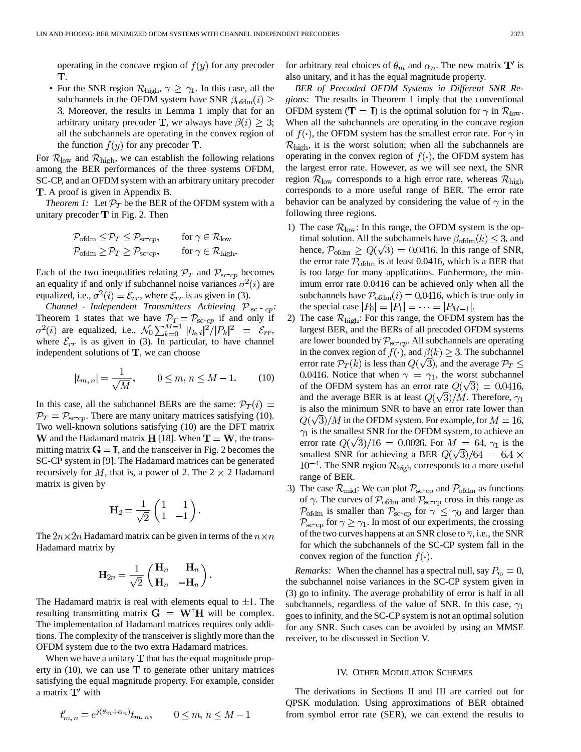operating in the concave region of $f(y)$ for any precoder $\mathbf{T}$.

- For the SNR region $\mathcal{R}_{\text{high}}$, $\gamma \geq \gamma_1$. In this case, all the subchannels in the OFDM system have SNR $\beta_{\text{ofdm}}(i) \geq 3$. Moreover, the results in Lemma 1 imply that for an arbitrary unitary precoder $\mathbf{T}$, we always have $\beta(i) \geq 3$; all the subchannels are operating in the convex region of the function $f(y)$ for any precoder $\mathbf{T}$.

For $\mathcal{R}_{\text{low}}$ and $\mathcal{R}_{\text{high}}$, we can establish the following relations among the BER performances of the three systems OFDM, SC-CP, and an OFDM system with an arbitrary unitary precoder $\mathbf{T}$. A proof is given in Appendix B.

*Theorem 1:* Let $\mathcal{P}_T$ be the BER of the OFDM system with a unitary precoder $\mathbf{T}$ in Fig. 2. Then

$$\mathcal{P}_{\text{ofdm}} \leq \mathcal{P}_T \leq \mathcal{P}_{\text{sc-}cp}, \qquad \text{for } \gamma \in \mathcal{R}_{\text{low}}$$
$$\mathcal{P}_{\text{ofdm}} \geq \mathcal{P}_T \geq \mathcal{P}_{\text{sc-}cp}, \qquad \text{for } \gamma \in \mathcal{R}_{\text{high}}.$$

Each of the two inequalities relating $\mathcal{P}_T$ and $\mathcal{P}_{\text{sc-}cp}$ becomes an equality if and only if subchannel noise variances $\sigma^2(i)$ are equalized, i.e., $\sigma^2(i) = \mathcal{E}_{rr}$, where $\mathcal{E}_{rr}$ is as given in (3).

*Channel - Independent Transmitters Achieving $\mathcal{P}_{\text{sc - }cp}$:* Theorem 1 states that we have $\mathcal{P}_T = \mathcal{P}_{\text{sc-}cp}$ if and only if $\sigma^2(i)$ are equalized, i.e., $\mathcal{N}_0 \sum_{k=0}^{M-1} |t_{k,i}|^2/|P_k|^2 = \mathcal{E}_{rr}$, where $\mathcal{E}_{rr}$ is as given in (3). In particular, to have channel independent solutions of $\mathbf{T}$, we can choose

$$|t_{m,n}| = \frac{1}{\sqrt{M}}, \qquad 0 \leq m, n \leq M-1. \tag{10}$$

In this case, all the subchannel BERs are the same: $\mathcal{P}_T(i) = \mathcal{P}_T = \mathcal{P}_{\text{sc-}cp}$. There are many unitary matrices satisfying (10). Two well-known solutions satisfying (10) are the DFT matrix $\mathbf{W}$ and the Hadamard matrix $\mathbf{H}$ [18]. When $\mathbf{T} = \mathbf{W}$, the transmitting matrix $\mathbf{G} = \mathbf{I}$, and the transceiver in Fig. 2 becomes the SC-CP system in [9]. The Hadamard matrices can be generated recursively for $M$, that is, a power of 2. The $2 \times 2$ Hadamard matrix is given by

$$\mathbf{H}_2 = \frac{1}{\sqrt{2}} \begin{pmatrix} 1 & 1 \\ 1 & -1 \end{pmatrix}.$$

The $2n \times 2n$ Hadamard matrix can be given in terms of the $n \times n$ Hadamard matrix by

$$\mathbf{H}_{2n} = \frac{1}{\sqrt{2}} \begin{pmatrix} \mathbf{H}_n & \mathbf{H}_n \\ \mathbf{H}_n & -\mathbf{H}_n \end{pmatrix}.$$

The Hadamard matrix is real with elements equal to $\pm 1$. The resulting transmitting matrix $\mathbf{G} = \mathbf{W}^\dagger \mathbf{H}$ will be complex. The implementation of Hadamard matrices requires only additions. The complexity of the transceiver is slightly more than the OFDM system due to the two extra Hadamard matrices.

When we have a unitary $\mathbf{T}$ that has the equal magnitude property in (10), we can use $\mathbf{T}$ to generate other unitary matrices satisfying the equal magnitude property. For example, consider a matrix $\mathbf{T}'$ with

$$t'_{m,n} = e^{j(\theta_m + \alpha_n)} t_{m,n}, \qquad 0 \leq m, n \leq M-1$$

for arbitrary real choices of $\theta_m$ and $\alpha_n$. The new matrix $\mathbf{T}'$ is also unitary, and it has the equal magnitude property.

*BER of Precoded OFDM Systems in Different SNR Regions:* The results in Theorem 1 imply that the conventional OFDM system ($\mathbf{T} = \mathbf{I}$) is the optimal solution for $\gamma$ in $\mathcal{R}_{\text{low}}$. When all the subchannels are operating in the concave region of $f(\cdot)$, the OFDM system has the smallest error rate. For $\gamma$ in $\mathcal{R}_{\text{high}}$, it is the worst solution; when all the subchannels are operating in the convex region of $f(\cdot)$, the OFDM system has the largest error rate. However, as we will see next, the SNR region $\mathcal{R}_{\text{low}}$ corresponds to a high error rate, whereas $\mathcal{R}_{\text{high}}$ corresponds to a more useful range of BER. The error rate behavior can be analyzed by considering the value of $\gamma$ in the following three regions.

1) The case $\mathcal{R}_{\text{low}}$: In this range, the OFDM system is the optimal solution. All the subchannels have $\beta_{\text{ofdm}}(k) \leq 3$, and hence, $\mathcal{P}_{\text{ofdm}} \geq Q(\sqrt{3}) = 0.0416$. In this range of SNR, the error rate $\mathcal{P}_{\text{ofdm}}$ is at least 0.0416, which is a BER that is too large for many applications. Furthermore, the minimum error rate 0.0416 can be achieved only when all the subchannels have $\mathcal{P}_{\text{ofdm}}(i) = 0.0416$, which is true only in the special case $|P_0| = |P_1| = \cdots = |P_{M-1}|$.
2) The case $\mathcal{R}_{\text{high}}$: For this range, the OFDM system has the largest BER, and the BERs of all precoded OFDM systems are lower bounded by $\mathcal{P}_{\text{sc-}cp}$. All subchannels are operating in the convex region of $f(\cdot)$, and $\beta(k) \geq 3$. The subchannel error rate $\mathcal{P}_T(k)$ is less than $Q(\sqrt{3})$, and the average $\mathcal{P}_T \leq 0.0416$. Notice that when $\gamma = \gamma_1$, the worst subchannel of the OFDM system has an error rate $Q(\sqrt{3}) = 0.0416$, and the average BER is at least $Q(\sqrt{3})/M$. Therefore, $\gamma_1$ is also the minimum SNR to have an error rate lower than $Q(\sqrt{3})/M$ in the OFDM system. For example, for $M = 16$, $\gamma_1$ is the smallest SNR for the OFDM system, to achieve an error rate $Q(\sqrt{3})/16 = 0.0026$. For $M = 64$, $\gamma_1$ is the smallest SNR for achieving a BER $Q(\sqrt{3})/64 = 6.4 \times 10^{-4}$. The SNR region $\mathcal{R}_{\text{high}}$ corresponds to a more useful range of BER.
3) The case $\mathcal{R}_{\text{mid}}$: We can plot $\mathcal{P}_{\text{sc-cp}}$ and $\mathcal{P}_{\text{ofdm}}$ as functions of $\gamma$. The curves of $\mathcal{P}_{\text{ofdm}}$ and $\mathcal{P}_{\text{sc-cp}}$ cross in this range as $\mathcal{P}_{\text{ofdm}}$ is smaller than $\mathcal{P}_{\text{sc-cp}}$ for $\gamma \leq \gamma_0$ and larger than $\mathcal{P}_{\text{sc-cp}}$ for $\gamma \geq \gamma_1$. In most of our experiments, the crossing of the two curves happens at an SNR close to $\overline{\gamma}$, i.e., the SNR for which the subchannels of the SC-CP system fall in the convex region of the function $f(\cdot)$.

*Remarks:* When the channel has a spectral null, say $P_{i_0} = 0$, the subchannel noise variances in the SC-CP system given in (3) go to infinity. The average probability of error is half in all subchannels, regardless of the value of SNR. In this case, $\gamma_1$ goes to infinity, and the SC-CP system is not an optimal solution for any SNR. Such cases can be avoided by using an MMSE receiver, to be discussed in Section V.

## IV. Other Modulation Schemes

The derivations in Sections II and III are carried out for QPSK modulation. Using approximations of BER obtained from symbol error rate (SER), we can extend the results to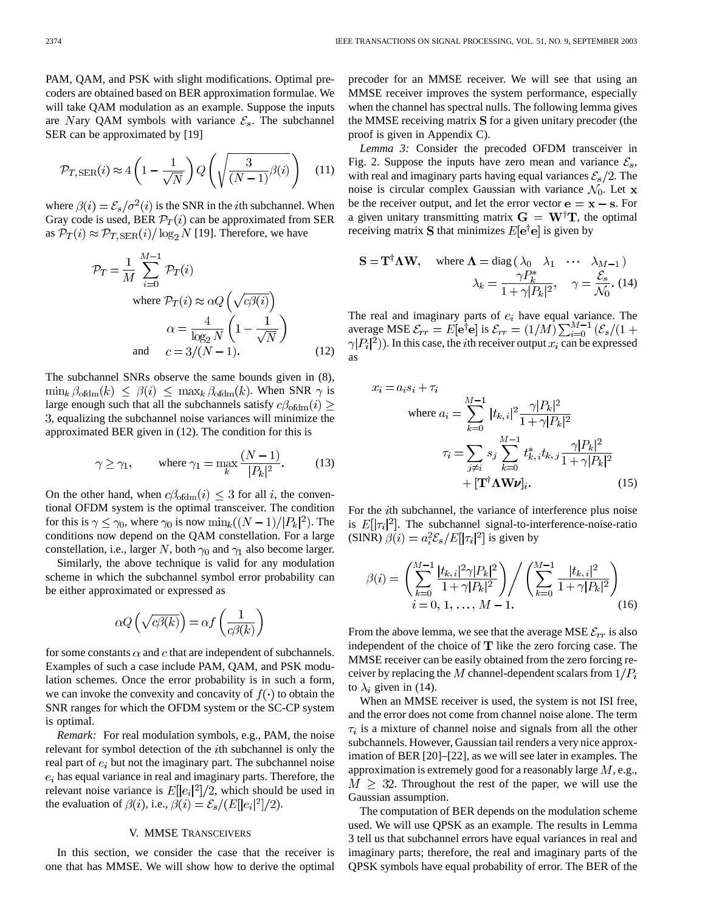PAM, QAM, and PSK with slight modifications. Optimal precoders are obtained based on BER approximation formulae. We will take QAM modulation as an example. Suppose the inputs are $N$ary QAM symbols with variance $\mathcal{E}_s$. The subchannel SER can be approximated by [19]

$$\mathcal{P}_{T,\mathrm{SER}}(i) \approx 4\left(1 - \frac{1}{\sqrt{N}}\right) Q\left(\sqrt{\frac{3}{(N-1)}\beta(i)}\right) \quad (11)$$

where $\beta(i) = \mathcal{E}_s/\sigma^2(i)$ is the SNR in the $i$th subchannel. When Gray code is used, BER $\mathcal{P}_T(i)$ can be approximated from SER as $\mathcal{P}_T(i) \approx \mathcal{P}_{T,\mathrm{SER}}(i)/\log_2 N$ [19]. Therefore, we have

$$\begin{aligned} \mathcal{P}_T = \frac{1}{M}\sum_{i=0}^{M-1} \mathcal{P}_T(i) \\ \text{where } \mathcal{P}_T(i) \approx \alpha Q\left(\sqrt{c\beta(i)}\right) \\ \alpha = \frac{4}{\log_2 N}\left(1 - \frac{1}{\sqrt{N}}\right) \\ \text{and} \quad c = 3/(N-1). \end{aligned} \quad (12)$$

The subchannel SNRs observe the same bounds given in (8), $\min_k \beta_{\mathrm{ofdm}}(k) \le \beta(i) \le \max_k \beta_{\mathrm{ofdm}}(k)$. When SNR $\gamma$ is large enough such that all the subchannels satisfy $c\beta_{\mathrm{ofdm}}(i) \ge 3$, equalizing the subchannel noise variances will minimize the approximated BER given in (12). The condition for this is

$$\gamma \ge \gamma_1, \qquad \text{where } \gamma_1 = \max_k \frac{(N-1)}{|P_k|^2}. \quad (13)$$

On the other hand, when $c\beta_{\mathrm{ofdm}}(i) \le 3$ for all $i$, the conventional OFDM system is the optimal transceiver. The condition for this is $\gamma \le \gamma_0$, where $\gamma_0$ is now $\min_k((N-1)/|P_k|^2)$. The conditions now depend on the QAM constellation. For a large constellation, i.e., larger $N$, both $\gamma_0$ and $\gamma_1$ also become larger.

Similarly, the above technique is valid for any modulation scheme in which the subchannel symbol error probability can be either approximated or expressed as

$$\alpha Q\left(\sqrt{c\beta(k)}\right) = \alpha f\left(\frac{1}{c\beta(k)}\right)$$

for some constants $\alpha$ and $c$ that are independent of subchannels. Examples of such a case include PAM, QAM, and PSK modulation schemes. Once the error probability is in such a form, we can invoke the convexity and concavity of $f(\cdot)$ to obtain the SNR ranges for which the OFDM system or the SC-CP system is optimal.

*Remark:* For real modulation symbols, e.g., PAM, the noise relevant for symbol detection of the $i$th subchannel is only the real part of $e_i$ but not the imaginary part. The subchannel noise $e_i$ has equal variance in real and imaginary parts. Therefore, the relevant noise variance is $E[|e_i|^2]/2$, which should be used in the evaluation of $\beta(i)$, i.e., $\beta(i) = \mathcal{E}_s/(E[|e_i|^2]/2)$.

## V. MMSE Transceivers

In this section, we consider the case that the receiver is one that has MMSE. We will show how to derive the optimal precoder for an MMSE receiver. We will see that using an MMSE receiver improves the system performance, especially when the channel has spectral nulls. The following lemma gives the MMSE receiving matrix $\mathbf{S}$ for a given unitary precoder (the proof is given in Appendix C).

*Lemma 3:* Consider the precoded OFDM transceiver in Fig. 2. Suppose the inputs have zero mean and variance $\mathcal{E}_s$, with real and imaginary parts having equal variances $\mathcal{E}_s/2$. The noise is circular complex Gaussian with variance $\mathcal{N}_0$. Let $\mathbf{x}$ be the receiver output, and let the error vector $\mathbf{e} = \mathbf{x} - \mathbf{s}$. For a given unitary transmitting matrix $\mathbf{G} = \mathbf{W}^\dagger\mathbf{T}$, the optimal receiving matrix $\mathbf{S}$ that minimizes $E[\mathbf{e}^\dagger\mathbf{e}]$ is given by

$$\mathbf{S} = \mathbf{T}^\dagger\mathbf{\Lambda}\mathbf{W}, \quad \text{where } \mathbf{\Lambda} = \mathrm{diag}\begin{pmatrix}\lambda_0 & \lambda_1 & \cdots & \lambda_{M-1}\end{pmatrix}$$
$$\lambda_k = \frac{\gamma P_k^*}{1+\gamma|P_k|^2}, \quad \gamma = \frac{\mathcal{E}_s}{\mathcal{N}_0}. \quad (14)$$

The real and imaginary parts of $e_i$ have equal variance. The average MSE $\mathcal{E}_{rr} = E[\mathbf{e}^\dagger\mathbf{e}]$ is $\mathcal{E}_{rr} = (1/M)\sum_{i=0}^{M-1}(\mathcal{E}_s/(1+\gamma|P_i|^2))$. In this case, the $i$th receiver output $x_i$ can be expressed as

$$\begin{aligned} x_i &= a_i s_i + \tau_i \\ \text{where } a_i &= \sum_{k=0}^{M-1} |t_{k,i}|^2 \frac{\gamma|P_k|^2}{1+\gamma|P_k|^2} \\ \tau_i &= \sum_{j\ne i} s_j \sum_{k=0}^{M-1} t_{k,i}^* t_{k,j} \frac{\gamma|P_k|^2}{1+\gamma|P_k|^2} \\ &\quad + [\mathbf{T}^\dagger\mathbf{\Lambda}\mathbf{W}\boldsymbol{\nu}]_i. \end{aligned} \quad (15)$$

For the $i$th subchannel, the variance of interference plus noise is $E[|\tau_i|^2]$. The subchannel signal-to-interference-noise-ratio (SINR) $\beta(i) = a_i^2\mathcal{E}_s/E[|\tau_i|^2]$ is given by

$$\beta(i) = \left(\sum_{k=0}^{M-1}\frac{|t_{k,i}|^2\gamma|P_k|^2}{1+\gamma|P_k|^2}\right) \Bigg/ \left(\sum_{k=0}^{M-1}\frac{|t_{k,i}|^2}{1+\gamma|P_k|^2}\right)$$
$$i = 0, 1, \ldots, M-1. \quad (16)$$

From the above lemma, we see that the average MSE $\mathcal{E}_{rr}$ is also independent of the choice of $\mathbf{T}$ like the zero forcing case. The MMSE receiver can be easily obtained from the zero forcing receiver by replacing the $M$ channel-dependent scalars from $1/P_i$ to $\lambda_i$ given in (14).

When an MMSE receiver is used, the system is not ISI free, and the error does not come from channel noise alone. The term $\tau_i$ is a mixture of channel noise and signals from all the other subchannels. However, Gaussian tail renders a very nice approximation of BER [20]–[22], as we will see later in examples. The approximation is extremely good for a reasonably large $M$, e.g., $M \ge 32$. Throughout the rest of the paper, we will use the Gaussian assumption.

The computation of BER depends on the modulation scheme used. We will use QPSK as an example. The results in Lemma 3 tell us that subchannel errors have equal variances in real and imaginary parts; therefore, the real and imaginary parts of the QPSK symbols have equal probability of error. The BER of the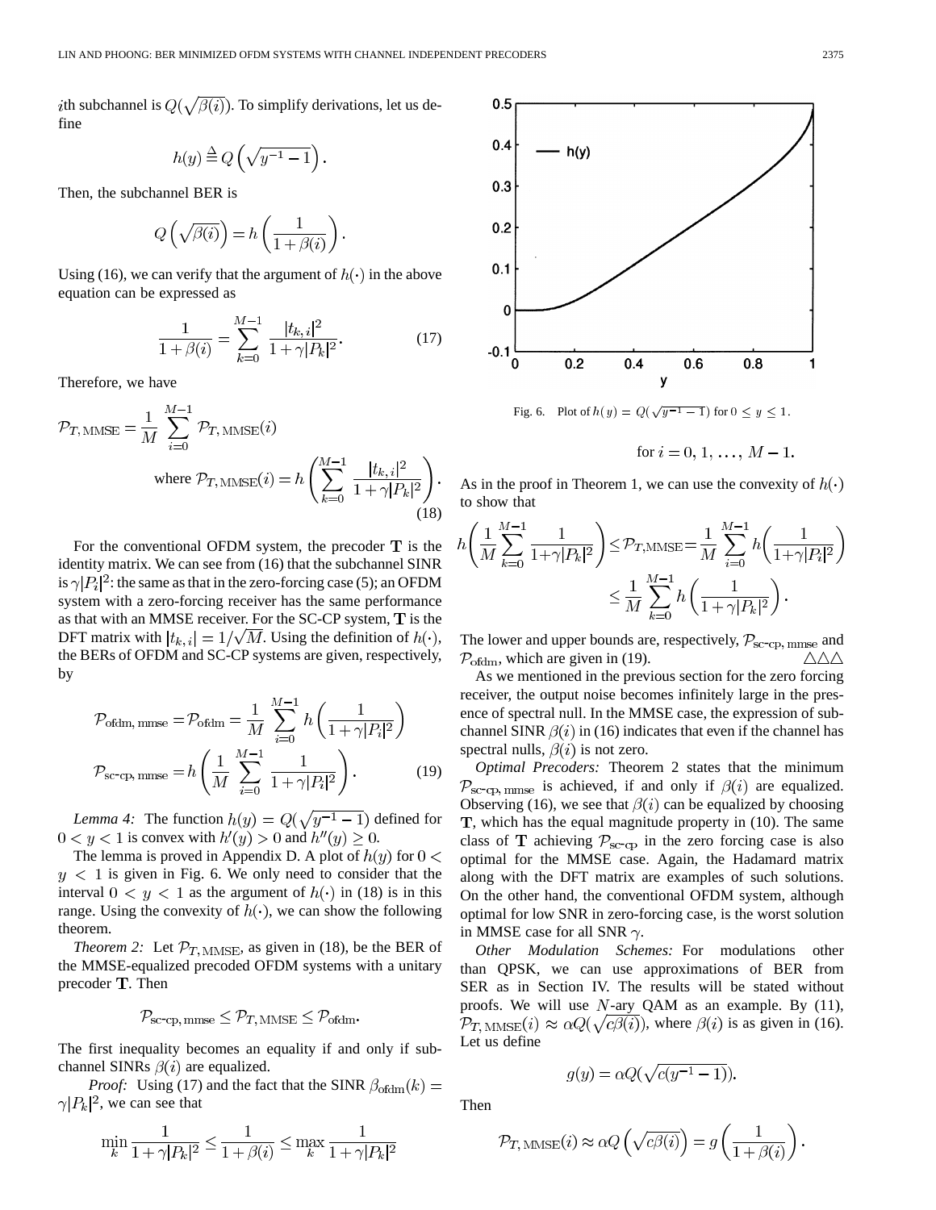$i$th subchannel is $Q(\sqrt{\beta(i)})$. To simplify derivations, let us define

$$h(y) \triangleq Q\left(\sqrt{y^{-1}-1}\right).$$

Then, the subchannel BER is

$$Q\left(\sqrt{\beta(i)}\right) = h\left(\frac{1}{1+\beta(i)}\right).$$

Using (16), we can verify that the argument of $h(\cdot)$ in the above equation can be expressed as

$$\frac{1}{1+\beta(i)} = \sum_{k=0}^{M-1} \frac{|t_{k,i}|^2}{1+\gamma|P_k|^2}. \tag{17}$$

Therefore, we have

$$\mathcal{P}_{T,\mathrm{MMSE}} = \frac{1}{M}\sum_{i=0}^{M-1} \mathcal{P}_{T,\mathrm{MMSE}}(i)$$
$$\text{where } \mathcal{P}_{T,\mathrm{MMSE}}(i) = h\left(\sum_{k=0}^{M-1} \frac{|t_{k,i}|^2}{1+\gamma|P_k|^2}\right). \tag{18}$$

For the conventional OFDM system, the precoder $\mathbf{T}$ is the identity matrix. We can see from (16) that the subchannel SINR is $\gamma|P_i|^2$: the same as that in the zero-forcing case (5); an OFDM system with a zero-forcing receiver has the same performance as that with an MMSE receiver. For the SC-CP system, $\mathbf{T}$ is the DFT matrix with $|t_{k,i}| = 1/\sqrt{M}$. Using the definition of $h(\cdot)$, the BERs of OFDM and SC-CP systems are given, respectively, by

$$\mathcal{P}_{\mathrm{ofdm,\,mmse}} = \mathcal{P}_{\mathrm{ofdm}} = \frac{1}{M}\sum_{i=0}^{M-1} h\left(\frac{1}{1+\gamma|P_i|^2}\right)$$
$$\mathcal{P}_{\mathrm{sc\text{-}cp,\,mmse}} = h\left(\frac{1}{M}\sum_{i=0}^{M-1} \frac{1}{1+\gamma|P_i|^2}\right). \tag{19}$$

*Lemma 4:* The function $h(y) = Q(\sqrt{y^{-1}-1})$ defined for $0 < y < 1$ is convex with $h'(y) > 0$ and $h''(y) \geq 0$.

The lemma is proved in Appendix D. A plot of $h(y)$ for $0 < y < 1$ is given in Fig. 6. We only need to consider that the interval $0 < y < 1$ as the argument of $h(\cdot)$ in (18) is in this range. Using the convexity of $h(\cdot)$, we can show the following theorem.

*Theorem 2:* Let $\mathcal{P}_{T,\mathrm{MMSE}}$, as given in (18), be the BER of the MMSE-equalized precoded OFDM systems with a unitary precoder $\mathbf{T}$. Then

$$\mathcal{P}_{\mathrm{sc\text{-}cp,\,mmse}} \leq \mathcal{P}_{T,\mathrm{MMSE}} \leq \mathcal{P}_{\mathrm{ofdm}}.$$

The first inequality becomes an equality if and only if subchannel SINRs $\beta(i)$ are equalized.

*Proof:* Using (17) and the fact that the SINR $\beta_{\mathrm{ofdm}}(k) = \gamma|P_k|^2$, we can see that

$$\min_k \frac{1}{1+\gamma|P_k|^2} \leq \frac{1}{1+\beta(i)} \leq \max_k \frac{1}{1+\gamma|P_k|^2}$$

for $i = 0, 1, \ldots, M-1$.

Fig. 6. Plot of $h(y) = Q(\sqrt{y^{-1}-1})$ for $0 \leq y \leq 1$.

As in the proof in Theorem 1, we can use the convexity of $h(\cdot)$ to show that

$$h\left(\frac{1}{M}\sum_{k=0}^{M-1}\frac{1}{1+\gamma|P_k|^2}\right) \leq \mathcal{P}_{T,\mathrm{MMSE}} = \frac{1}{M}\sum_{i=0}^{M-1} h\left(\frac{1}{1+\gamma|P_i|^2}\right)$$
$$\leq \frac{1}{M}\sum_{k=0}^{M-1} h\left(\frac{1}{1+\gamma|P_k|^2}\right).$$

The lower and upper bounds are, respectively, $\mathcal{P}_{\mathrm{sc\text{-}cp,\,mmse}}$ and $\mathcal{P}_{\mathrm{ofdm}}$, which are given in (19). $\triangle\triangle\triangle$

As we mentioned in the previous section for the zero forcing receiver, the output noise becomes infinitely large in the presence of spectral null. In the MMSE case, the expression of subchannel SINR $\beta(i)$ in (16) indicates that even if the channel has spectral nulls, $\beta(i)$ is not zero.

*Optimal Precoders:* Theorem 2 states that the minimum $\mathcal{P}_{\mathrm{sc\text{-}cp,\,mmse}}$ is achieved, if and only if $\beta(i)$ are equalized. Observing (16), we see that $\beta(i)$ can be equalized by choosing $\mathbf{T}$, which has the equal magnitude property in (10). The same class of $\mathbf{T}$ achieving $\mathcal{P}_{\mathrm{sc\text{-}cp}}$ in the zero forcing case is also optimal for the MMSE case. Again, the Hadamard matrix along with the DFT matrix are examples of such solutions. On the other hand, the conventional OFDM system, although optimal for low SNR in zero-forcing case, is the worst solution in MMSE case for all SNR $\gamma$.

*Other Modulation Schemes:* For modulations other than QPSK, we can use approximations of BER from SER as in Section IV. The results will be stated without proofs. We will use $N$-ary QAM as an example. By (11), $\mathcal{P}_{T,\mathrm{MMSE}}(i) \approx \alpha Q(\sqrt{c\beta(i)})$, where $\beta(i)$ is as given in (16). Let us define

$$g(y) = \alpha Q(\sqrt{c(y^{-1}-1)}).$$

Then

$$\mathcal{P}_{T,\mathrm{MMSE}}(i) \approx \alpha Q\left(\sqrt{c\beta(i)}\right) = g\left(\frac{1}{1+\beta(i)}\right).$$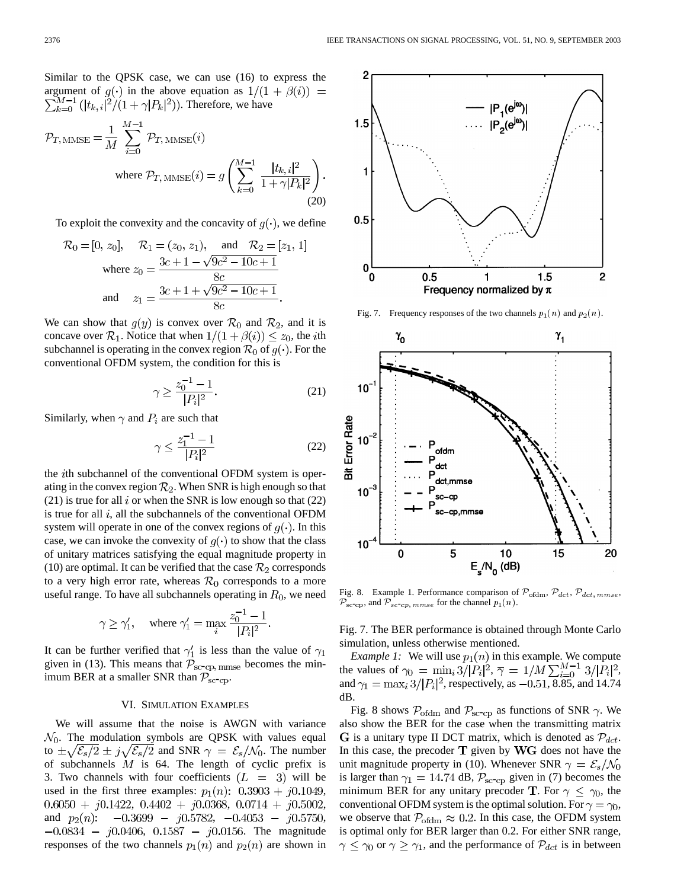Similar to the QPSK case, we can use (16) to express the argument of $g(\cdot)$ in the above equation as $1/(1+\beta(i)) = \sum_{k=0}^{M-1} (|t_{k,i}|^2/(1+\gamma|P_k|^2))$. Therefore, we have

$$\mathcal{P}_{T,\,\mathrm{MMSE}} = \frac{1}{M}\sum_{i=0}^{M-1} \mathcal{P}_{T,\,\mathrm{MMSE}}(i)$$
$$\text{where } \mathcal{P}_{T,\,\mathrm{MMSE}}(i) = g\left(\sum_{k=0}^{M-1} \frac{|t_{k,i}|^2}{1+\gamma|P_k|^2}\right). \tag{20}$$

To exploit the convexity and the concavity of $g(\cdot)$, we define

$$\mathcal{R}_0 = [0,\, z_0], \quad \mathcal{R}_1 = (z_0,\, z_1), \quad \text{and} \quad \mathcal{R}_2 = [z_1,\, 1]$$
$$\text{where } z_0 = \frac{3c+1-\sqrt{9c^2-10c+1}}{8c}$$
$$\text{and} \quad z_1 = \frac{3c+1+\sqrt{9c^2-10c+1}}{8c}.$$

We can show that $g(y)$ is convex over $\mathcal{R}_0$ and $\mathcal{R}_2$, and it is concave over $\mathcal{R}_1$. Notice that when $1/(1+\beta(i)) \le z_0$, the $i$th subchannel is operating in the convex region $\mathcal{R}_0$ of $g(\cdot)$. For the conventional OFDM system, the condition for this is

$$\gamma \ge \frac{z_0^{-1}-1}{|P_i|^2}. \tag{21}$$

Similarly, when $\gamma$ and $P_i$ are such that

$$\gamma \le \frac{z_1^{-1}-1}{|P_i|^2} \tag{22}$$

the $i$th subchannel of the conventional OFDM system is operating in the convex region $\mathcal{R}_2$. When SNR is high enough so that (21) is true for all $i$ or when the SNR is low enough so that (22) is true for all $i$, all the subchannels of the conventional OFDM system will operate in one of the convex regions of $g(\cdot)$. In this case, we can invoke the convexity of $g(\cdot)$ to show that the class of unitary matrices satisfying the equal magnitude property in (10) are optimal. It can be verified that the case $\mathcal{R}_2$ corresponds to a very high error rate, whereas $\mathcal{R}_0$ corresponds to a more useful range. To have all subchannels operating in $R_0$, we need

$$\gamma \ge \gamma_1', \quad \text{where } \gamma_1' = \max_i \frac{z_0^{-1}-1}{|P_i|^2}.$$

It can be further verified that $\gamma_1'$ is less than the value of $\gamma_1$ given in (13). This means that $\mathcal{P}_{\text{sc-cp, mmse}}$ becomes the minimum BER at a smaller SNR than $\mathcal{P}_{\text{sc-cp}}$.

## VI. Simulation Examples

We will assume that the noise is AWGN with variance $\mathcal{N}_0$. The modulation symbols are QPSK with values equal to $\pm\sqrt{\mathcal{E}_s/2} \pm j\sqrt{\mathcal{E}_s/2}$ and SNR $\gamma = \mathcal{E}_s/\mathcal{N}_0$. The number of subchannels $M$ is 64. The length of cyclic prefix is 3. Two channels with four coefficients $(L = 3)$ will be used in the first three examples: $p_1(n)$: $0.3903 + j0.1049$, $0.6050 + j0.1422$, $0.4402 + j0.0368$, $0.0714 + j0.5002$, and $p_2(n)$: $-0.3699 - j0.5782$, $-0.4053 - j0.5750$, $-0.0834 - j0.0406$, $0.1587 - j0.0156$. The magnitude responses of the two channels $p_1(n)$ and $p_2(n)$ are shown in Fig. 7. The BER performance is obtained through Monte Carlo simulation, unless otherwise mentioned.

Fig. 7. Frequency responses of the two channels $p_1(n)$ and $p_2(n)$.

Fig. 8. Example 1. Performance comparison of $\mathcal{P}_{\text{ofdm}}$, $\mathcal{P}_{dct}$, $\mathcal{P}_{dct,mmse}$, $\mathcal{P}_{\text{sc-cp}}$, and $\mathcal{P}_{sc\text{-}cp,\,mmse}$ for the channel $p_1(n)$.

*Example 1:* We will use $p_1(n)$ in this example. We compute the values of $\gamma_0 = \min_i 3/|P_i|^2$, $\overline{\gamma} = 1/M\sum_{i=0}^{M-1} 3/|P_i|^2$, and $\gamma_1 = \max_i 3/|P_i|^2$, respectively, as $-0.51$, 8.85, and 14.74 dB.

Fig. 8 shows $\mathcal{P}_{\text{ofdm}}$ and $\mathcal{P}_{\text{sc-cp}}$ as functions of SNR $\gamma$. We also show the BER for the case when the transmitting matrix $\mathbf{G}$ is a unitary type II DCT matrix, which is denoted as $\mathcal{P}_{dct}$. In this case, the precoder $\mathbf{T}$ given by $\mathbf{WG}$ does not have the unit magnitude property in (10). Whenever SNR $\gamma = \mathcal{E}_s/\mathcal{N}_0$ is larger than $\gamma_1 = 14.74$ dB, $\mathcal{P}_{\text{sc-cp}}$ given in (7) becomes the minimum BER for any unitary precoder $\mathbf{T}$. For $\gamma \le \gamma_0$, the conventional OFDM system is the optimal solution. For $\gamma = \gamma_0$, we observe that $\mathcal{P}_{\text{ofdm}} \approx 0.2$. In this case, the OFDM system is optimal only for BER larger than 0.2. For either SNR range, $\gamma \le \gamma_0$ or $\gamma \ge \gamma_1$, and the performance of $\mathcal{P}_{dct}$ is in between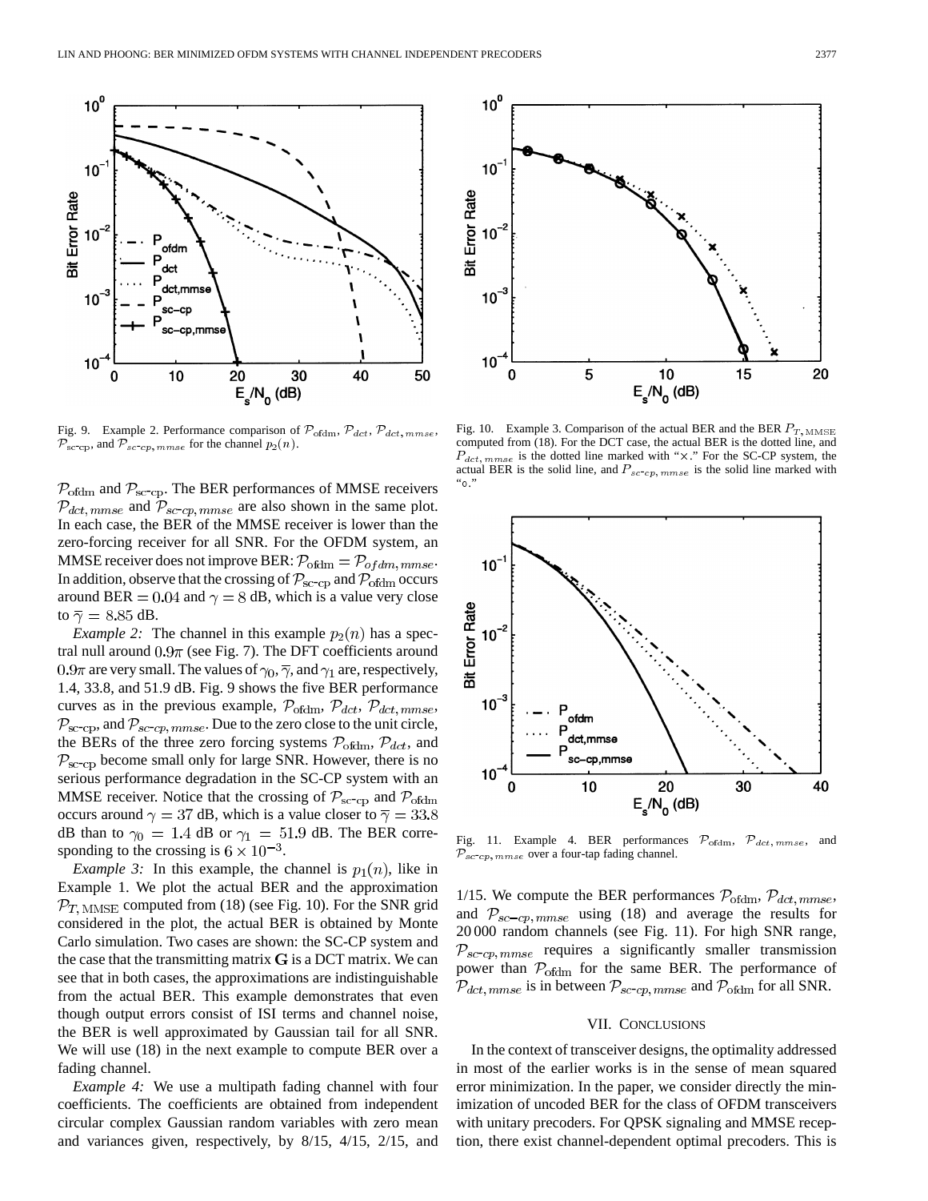Fig. 9. Example 2. Performance comparison of $\mathcal{P}_{\rm ofdm}$, $\mathcal{P}_{dct}$, $\mathcal{P}_{dct,mmse}$, $\mathcal{P}_{\rm sc\text{-}cp}$, and $\mathcal{P}_{sc\text{-}cp,mmse}$ for the channel $p_2(n)$.

Fig. 10. Example 3. Comparison of the actual BER and the BER $P_{T,\rm MMSE}$ computed from (18). For the DCT case, the actual BER is the dotted line, and $P_{dct,mmse}$ is the dotted line marked with "×." For the SC-CP system, the actual BER is the solid line, and $P_{sc\text{-}cp,mmse}$ is the solid line marked with "o."

$\mathcal{P}_{\rm ofdm}$ and $\mathcal{P}_{\rm sc\text{-}cp}$. The BER performances of MMSE receivers $\mathcal{P}_{dct,mmse}$ and $\mathcal{P}_{sc\text{-}cp,mmse}$ are also shown in the same plot. In each case, the BER of the MMSE receiver is lower than the zero-forcing receiver for all SNR. For the OFDM system, an MMSE receiver does not improve BER: $\mathcal{P}_{\rm ofdm} = \mathcal{P}_{ofdm,mmse}$. In addition, observe that the crossing of $\mathcal{P}_{\rm sc\text{-}cp}$ and $\mathcal{P}_{\rm ofdm}$ occurs around BER $= 0.04$ and $\gamma = 8$ dB, which is a value very close to $\overline{\gamma} = 8.85$ dB.

*Example 2:* The channel in this example $p_2(n)$ has a spectral null around $0.9\pi$ (see Fig. 7). The DFT coefficients around $0.9\pi$ are very small. The values of $\gamma_0$, $\overline{\gamma}$, and $\gamma_1$ are, respectively, 1.4, 33.8, and 51.9 dB. Fig. 9 shows the five BER performance curves as in the previous example, $\mathcal{P}_{\rm ofdm}$, $\mathcal{P}_{dct}$, $\mathcal{P}_{dct,mmse}$, $\mathcal{P}_{\rm sc\text{-}cp}$, and $\mathcal{P}_{sc\text{-}cp,mmse}$. Due to the zero close to the unit circle, the BERs of the three zero forcing systems $\mathcal{P}_{\rm ofdm}$, $\mathcal{P}_{dct}$, and $\mathcal{P}_{\rm sc\text{-}cp}$ become small only for large SNR. However, there is no serious performance degradation in the SC-CP system with an MMSE receiver. Notice that the crossing of $\mathcal{P}_{\rm sc\text{-}cp}$ and $\mathcal{P}_{\rm ofdm}$ occurs around $\gamma = 37$ dB, which is a value closer to $\overline{\gamma} = 33.8$ dB than to $\gamma_0 = 1.4$ dB or $\gamma_1 = 51.9$ dB. The BER corresponding to the crossing is $6 \times 10^{-3}$.

*Example 3:* In this example, the channel is $p_1(n)$, like in Example 1. We plot the actual BER and the approximation $\mathcal{P}_{T,\rm MMSE}$ computed from (18) (see Fig. 10). For the SNR grid considered in the plot, the actual BER is obtained by Monte Carlo simulation. Two cases are shown: the SC-CP system and the case that the transmitting matrix $\mathbf{G}$ is a DCT matrix. We can see that in both cases, the approximations are indistinguishable from the actual BER. This example demonstrates that even though output errors consist of ISI terms and channel noise, the BER is well approximated by Gaussian tail for all SNR. We will use (18) in the next example to compute BER over a fading channel.

*Example 4:* We use a multipath fading channel with four coefficients. The coefficients are obtained from independent circular complex Gaussian random variables with zero mean and variances given, respectively, by 8/15, 4/15, 2/15, and 1/15. We compute the BER performances $\mathcal{P}_{\rm ofdm}$, $\mathcal{P}_{dct,mmse}$, and $\mathcal{P}_{sc\text{-}cp,mmse}$ using (18) and average the results for 20 000 random channels (see Fig. 11). For high SNR range, $\mathcal{P}_{sc\text{-}cp,mmse}$ requires a significantly smaller transmission power than $\mathcal{P}_{\rm ofdm}$ for the same BER. The performance of $\mathcal{P}_{dct,mmse}$ is in between $\mathcal{P}_{sc\text{-}cp,mmse}$ and $\mathcal{P}_{\rm ofdm}$ for all SNR.

Fig. 11. Example 4. BER performances $\mathcal{P}_{\rm ofdm}$, $\mathcal{P}_{dct,mmse}$, and $\mathcal{P}_{sc\text{-}cp,mmse}$ over a four-tap fading channel.

## VII. Conclusions

In the context of transceiver designs, the optimality addressed in most of the earlier works is in the sense of mean squared error minimization. In the paper, we consider directly the minimization of uncoded BER for the class of OFDM transceivers with unitary precoders. For QPSK signaling and MMSE reception, there exist channel-dependent optimal precoders. This is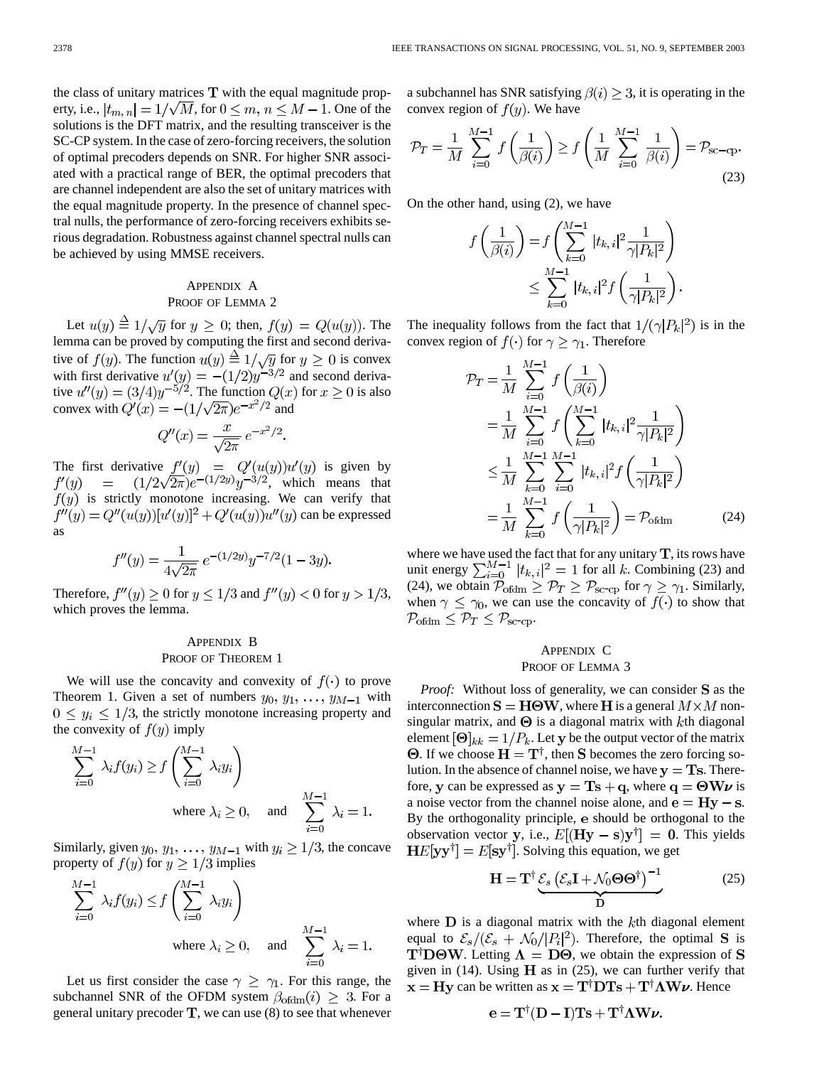the class of unitary matrices $\mathbf{T}$ with the equal magnitude property, i.e., $|t_{m,n}| = 1/\sqrt{M}$, for $0 \le m, n \le M-1$. One of the solutions is the DFT matrix, and the resulting transceiver is the SC-CP system. In the case of zero-forcing receivers, the solution of optimal precoders depends on SNR. For higher SNR associated with a practical range of BER, the optimal precoders that are channel independent are also the set of unitary matrices with the equal magnitude property. In the presence of channel spectral nulls, the performance of zero-forcing receivers exhibits serious degradation. Robustness against channel spectral nulls can be achieved by using MMSE receivers.

## Appendix A
## Proof of Lemma 2

Let $u(y) \triangleq 1/\sqrt{y}$ for $y \ge 0$; then, $f(y) = Q(u(y))$. The lemma can be proved by computing the first and second derivative of $f(y)$. The function $u(y) \triangleq 1/\sqrt{y}$ for $y \ge 0$ is convex with first derivative $u'(y) = -(1/2)y^{-3/2}$ and second derivative $u''(y) = (3/4)y^{-5/2}$. The function $Q(x)$ for $x \ge 0$ is also convex with $Q'(x) = -(1/\sqrt{2\pi})e^{-x^2/2}$ and

$$Q''(x) = \frac{x}{\sqrt{2\pi}}\, e^{-x^2/2}.$$

The first derivative $f'(y) = Q'(u(y))u'(y)$ is given by $f'(y) = (1/2\sqrt{2\pi})e^{-(1/2y)}y^{-3/2}$, which means that $f(y)$ is strictly monotone increasing. We can verify that $f''(y) = Q''(u(y))[u'(y)]^2 + Q'(u(y))u''(y)$ can be expressed as

$$f''(y) = \frac{1}{4\sqrt{2\pi}}\, e^{-(1/2y)} y^{-7/2}(1-3y).$$

Therefore, $f''(y) \ge 0$ for $y \le 1/3$ and $f''(y) < 0$ for $y > 1/3$, which proves the lemma.

## Appendix B
## Proof of Theorem 1

We will use the concavity and convexity of $f(\cdot)$ to prove Theorem 1. Given a set of numbers $y_0, y_1, \ldots, y_{M-1}$ with $0 \le y_i \le 1/3$, the strictly monotone increasing property and the convexity of $f(y)$ imply

$$\sum_{i=0}^{M-1} \lambda_i f(y_i) \ge f\left(\sum_{i=0}^{M-1} \lambda_i y_i\right) \quad \text{where } \lambda_i \ge 0, \quad \text{and} \quad \sum_{i=0}^{M-1} \lambda_i = 1.$$

Similarly, given $y_0, y_1, \ldots, y_{M-1}$ with $y_i \ge 1/3$, the concave property of $f(y)$ for $y \ge 1/3$ implies

$$\sum_{i=0}^{M-1} \lambda_i f(y_i) \le f\left(\sum_{i=0}^{M-1} \lambda_i y_i\right) \quad \text{where } \lambda_i \ge 0, \quad \text{and} \quad \sum_{i=0}^{M-1} \lambda_i = 1.$$

Let us first consider the case $\gamma \ge \gamma_1$. For this range, the subchannel SNR of the OFDM system $\beta_{\text{ofdm}}(i) \ge 3$. For a general unitary precoder $\mathbf{T}$, we can use (8) to see that whenever a subchannel has SNR satisfying $\beta(i) \ge 3$, it is operating in the convex region of $f(y)$. We have

$$\mathcal{P}_T = \frac{1}{M}\sum_{i=0}^{M-1} f\left(\frac{1}{\beta(i)}\right) \ge f\left(\frac{1}{M}\sum_{i=0}^{M-1}\frac{1}{\beta(i)}\right) = \mathcal{P}_{\text{sc-cp}}. \tag{23}$$

On the other hand, using (2), we have

$$f\left(\frac{1}{\beta(i)}\right) = f\left(\sum_{k=0}^{M-1}|t_{k,i}|^2\frac{1}{\gamma|P_k|^2}\right) \le \sum_{k=0}^{M-1}|t_{k,i}|^2 f\left(\frac{1}{\gamma|P_k|^2}\right).$$

The inequality follows from the fact that $1/(\gamma|P_k|^2)$ is in the convex region of $f(\cdot)$ for $\gamma \ge \gamma_1$. Therefore

$$\begin{aligned}\mathcal{P}_T &= \frac{1}{M}\sum_{i=0}^{M-1} f\left(\frac{1}{\beta(i)}\right)\\ &= \frac{1}{M}\sum_{i=0}^{M-1} f\left(\sum_{k=0}^{M-1}|t_{k,i}|^2\frac{1}{\gamma|P_k|^2}\right)\\ &\le \frac{1}{M}\sum_{k=0}^{M-1}\sum_{i=0}^{M-1}|t_{k,i}|^2 f\left(\frac{1}{\gamma|P_k|^2}\right)\\ &= \frac{1}{M}\sum_{k=0}^{M-1} f\left(\frac{1}{\gamma|P_k|^2}\right) = \mathcal{P}_{\text{ofdm}}\end{aligned} \tag{24}$$

where we have used the fact that for any unitary $\mathbf{T}$, its rows have unit energy $\sum_{i=0}^{M-1}|t_{k,i}|^2 = 1$ for all $k$. Combining (23) and (24), we obtain $\mathcal{P}_{\text{ofdm}} \ge \mathcal{P}_T \ge \mathcal{P}_{\text{sc-cp}}$ for $\gamma \ge \gamma_1$. Similarly, when $\gamma \le \gamma_0$, we can use the concavity of $f(\cdot)$ to show that $\mathcal{P}_{\text{ofdm}} \le \mathcal{P}_T \le \mathcal{P}_{\text{sc-cp}}$.

## Appendix C
## Proof of Lemma 3

*Proof:* Without loss of generality, we can consider $\mathbf{S}$ as the interconnection $\mathbf{S} = \mathbf{H}\boldsymbol{\Theta}\mathbf{W}$, where $\mathbf{H}$ is a general $M \times M$ nonsingular matrix, and $\boldsymbol{\Theta}$ is a diagonal matrix with $k$th diagonal element $[\boldsymbol{\Theta}]_{kk} = 1/P_k$. Let $\mathbf{y}$ be the output vector of the matrix $\boldsymbol{\Theta}$. If we choose $\mathbf{H} = \mathbf{T}^\dagger$, then $\mathbf{S}$ becomes the zero forcing solution. In the absence of channel noise, we have $\mathbf{y} = \mathbf{T}\mathbf{s}$. Therefore, $\mathbf{y}$ can be expressed as $\mathbf{y} = \mathbf{T}\mathbf{s} + \mathbf{q}$, where $\mathbf{q} = \boldsymbol{\Theta}\mathbf{W}\boldsymbol{\nu}$ is a noise vector from the channel noise alone, and $\mathbf{e} = \mathbf{H}\mathbf{y} - \mathbf{s}$. By the orthogonality principle, $\mathbf{e}$ should be orthogonal to the observation vector $\mathbf{y}$, i.e., $E[(\mathbf{H}\mathbf{y} - \mathbf{s})\mathbf{y}^\dagger] = \mathbf{0}$. This yields $\mathbf{H}E[\mathbf{y}\mathbf{y}^\dagger] = E[\mathbf{s}\mathbf{y}^\dagger]$. Solving this equation, we get

$$\mathbf{H} = \mathbf{T}^\dagger \underbrace{\mathcal{E}_s\left(\mathcal{E}_s\mathbf{I} + \mathcal{N}_0\boldsymbol{\Theta}\boldsymbol{\Theta}^\dagger\right)^{-1}}_{\mathbf{D}} \tag{25}$$

where $\mathbf{D}$ is a diagonal matrix with the $k$th diagonal element equal to $\mathcal{E}_s/(\mathcal{E}_s + \mathcal{N}_0/|P_i|^2)$. Therefore, the optimal $\mathbf{S}$ is $\mathbf{T}^\dagger\mathbf{D}\boldsymbol{\Theta}\mathbf{W}$. Letting $\boldsymbol{\Lambda} = \mathbf{D}\boldsymbol{\Theta}$, we obtain the expression of $\mathbf{S}$ given in (14). Using $\mathbf{H}$ as in (25), we can further verify that $\mathbf{x} = \mathbf{H}\mathbf{y}$ can be written as $\mathbf{x} = \mathbf{T}^\dagger\mathbf{D}\mathbf{T}\mathbf{s} + \mathbf{T}^\dagger\boldsymbol{\Lambda}\mathbf{W}\boldsymbol{\nu}$. Hence

$$\mathbf{e} = \mathbf{T}^\dagger(\mathbf{D} - \mathbf{I})\mathbf{T}\mathbf{s} + \mathbf{T}^\dagger\boldsymbol{\Lambda}\mathbf{W}\boldsymbol{\nu}.$$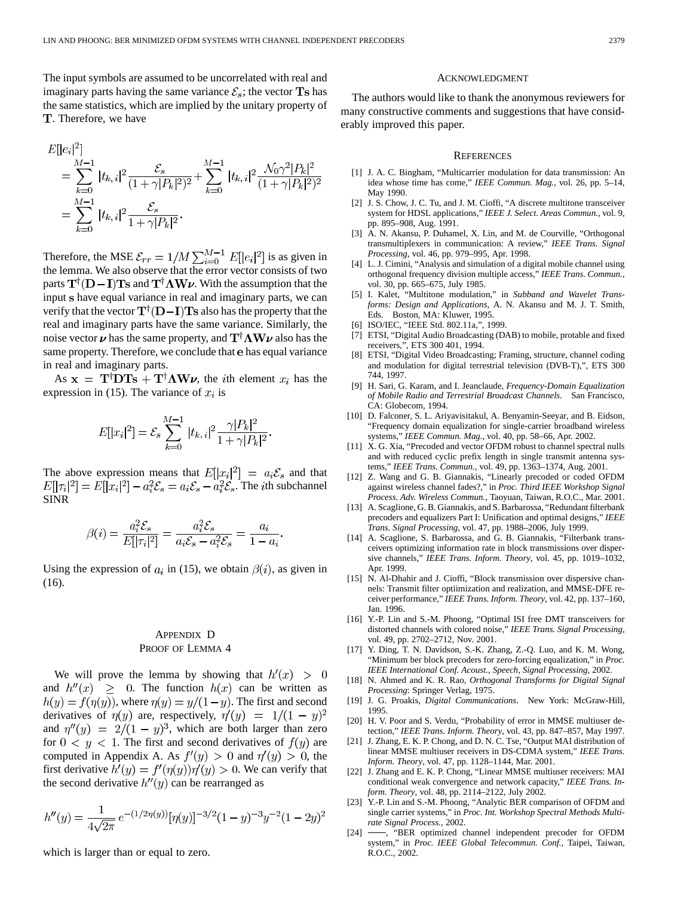The input symbols are assumed to be uncorrelated with real and imaginary parts having the same variance $\mathcal{E}_s$; the vector $\mathbf{Ts}$ has the same statistics, which are implied by the unitary property of $\mathbf{T}$. Therefore, we have

$$
\begin{aligned}
E[|e_i|^2] &= \sum_{k=0}^{M-1} |t_{k,i}|^2 \frac{\mathcal{E}_s}{(1+\gamma|P_k|^2)^2} + \sum_{k=0}^{M-1} |t_{k,i}|^2 \frac{\mathcal{N}_0\gamma^2|P_k|^2}{(1+\gamma|P_k|^2)^2} \\
&= \sum_{k=0}^{M-1} |t_{k,i}|^2 \frac{\mathcal{E}_s}{1+\gamma|P_k|^2}.
\end{aligned}
$$

Therefore, the MSE $\mathcal{E}_{rr} = 1/M \sum_{i=0}^{M-1} E[|e_i|^2]$ is as given in the lemma. We also observe that the error vector consists of two parts $\mathbf{T}^\dagger(\mathbf{D}-\mathbf{I})\mathbf{Ts}$ and $\mathbf{T}^\dagger\mathbf{\Lambda W}\boldsymbol{\nu}$. With the assumption that the input $\mathbf{s}$ have equal variance in real and imaginary parts, we can verify that the vector $\mathbf{T}^\dagger(\mathbf{D}-\mathbf{I})\mathbf{Ts}$ also has the property that the real and imaginary parts have the same variance. Similarly, the noise vector $\boldsymbol{\nu}$ has the same property, and $\mathbf{T}^\dagger\mathbf{\Lambda W}\boldsymbol{\nu}$ also has the same property. Therefore, we conclude that $\mathbf{e}$ has equal variance in real and imaginary parts.

As $\mathbf{x} = \mathbf{T}^\dagger\mathbf{DTs} + \mathbf{T}^\dagger\mathbf{\Lambda W}\boldsymbol{\nu}$, the $i$th element $x_i$ has the expression in (15). The variance of $x_i$ is

$$
E[|x_i|^2] = \mathcal{E}_s \sum_{k=0}^{M-1} |t_{k,i}|^2 \frac{\gamma|P_k|^2}{1+\gamma|P_k|^2}.
$$

The above expression means that $E[|x_i|^2] = a_i\mathcal{E}_s$ and that $E[|\tau_i|^2] = E[|x_i|^2] - a_i^2\mathcal{E}_s = a_i\mathcal{E}_s - a_i^2\mathcal{E}_s$. The $i$th subchannel SINR

$$
\beta(i) = \frac{a_i^2\mathcal{E}_s}{E[|\tau_i|^2]} = \frac{a_i^2\mathcal{E}_s}{a_i\mathcal{E}_s - a_i^2\mathcal{E}_s} = \frac{a_i}{1-a_i}.
$$

Using the expression of $a_i$ in (15), we obtain $\beta(i)$, as given in (16).

## Appendix D
## Proof of Lemma 4

We will prove the lemma by showing that $h'(x) > 0$ and $h''(x) \geq 0$. The function $h(x)$ can be written as $h(y) = f(\eta(y))$, where $\eta(y) = y/(1-y)$. The first and second derivatives of $\eta(y)$ are, respectively, $\eta'(y) = 1/(1-y)^2$ and $\eta''(y) = 2/(1-y)^3$, which are both larger than zero for $0 < y < 1$. The first and second derivatives of $f(y)$ are computed in Appendix A. As $f'(y) > 0$ and $\eta'(y) > 0$, the first derivative $h'(y) = f'(\eta(y))\eta'(y) > 0$. We can verify that the second derivative $h''(y)$ can be rearranged as

$$
h''(y) = \frac{1}{4\sqrt{2\pi}} e^{-(1/2\eta(y))}[\eta(y)]^{-3/2}(1-y)^{-3}y^{-2}(1-2y)^2
$$

which is larger than or equal to zero.

## Acknowledgment

The authors would like to thank the anonymous reviewers for many constructive comments and suggestions that have considerably improved this paper.

## References

[1] J. A. C. Bingham, "Multicarrier modulation for data transmission: An idea whose time has come," *IEEE Commun. Mag.*, vol. 26, pp. 5–14, May 1990.

[2] J. S. Chow, J. C. Tu, and J. M. Cioffi, "A discrete multitone transceiver system for HDSL applications," *IEEE J. Select. Areas Commun.*, vol. 9, pp. 895–908, Aug. 1991.

[3] A. N. Akansu, P. Duhamel, X. Lin, and M. de Courville, "Orthogonal transmultiplexers in communication: A review," *IEEE Trans. Signal Processing*, vol. 46, pp. 979–995, Apr. 1998.

[4] L. J. Cimini, "Analysis and simulation of a digital mobile channel using orthogonal frequency division multiple access," *IEEE Trans. Commun.*, vol. 30, pp. 665–675, July 1985.

[5] I. Kalet, "Multitone modulation," in *Subband and Wavelet Transforms: Design and Applications*, A. N. Akansu and M. J. T. Smith, Eds. Boston, MA: Kluwer, 1995.

[6] ISO/IEC, "IEEE Std. 802.11a,", 1999.

[7] ETSI, "Digital Audio Broadcasting (DAB) to mobile, protable and fixed receivers,", ETS 300 401, 1994.

[8] ETSI, "Digital Video Broadcasting; Framing, structure, channel coding and modulation for digital terrestrial television (DVB-T),", ETS 300 744, 1997.

[9] H. Sari, G. Karam, and I. Jeanclaude, *Frequency-Domain Equalization of Mobile Radio and Terrestrial Broadcast Channels*. San Francisco, CA: Globecom, 1994.

[10] D. Falconer, S. L. Ariyavisitakul, A. Benyamin-Seeyar, and B. Eidson, "Frequency domain equalization for single-carrier broadband wireless systems," *IEEE Commun. Mag.*, vol. 40, pp. 58–66, Apr. 2002.

[11] X. G. Xia, "Precoded and vector OFDM robust to channel spectral nulls and with reduced cyclic prefix length in single transmit antenna systems," *IEEE Trans. Commun.*, vol. 49, pp. 1363–1374, Aug. 2001.

[12] Z. Wang and G. B. Giannakis, "Linearly precoded or coded OFDM against wireless channel fades?," in *Proc. Third IEEE Workshop Signal Process. Adv. Wireless Commun.*, Taoyuan, Taiwan, R.O.C., Mar. 2001.

[13] A. Scaglione, G. B. Giannakis, and S. Barbarossa, "Redundant filterbank precoders and equalizers Part I: Unification and optimal designs," *IEEE Trans. Signal Processing*, vol. 47, pp. 1988–2006, July 1999.

[14] A. Scaglione, S. Barbarossa, and G. B. Giannakis, "Filterbank transceivers optimizing information rate in block transmissions over dispersive channels," *IEEE Trans. Inform. Theory*, vol. 45, pp. 1019–1032, Apr. 1999.

[15] N. Al-Dhahir and J. Cioffi, "Block transmission over dispersive channels: Transmit filter optiimization and realization, and MMSE-DFE receiver performance," *IEEE Trans. Inform. Theory*, vol. 42, pp. 137–160, Jan. 1996.

[16] Y.-P. Lin and S.-M. Phoong, "Optimal ISI free DMT transceivers for distorted channels with colored noise," *IEEE Trans. Signal Processing*, vol. 49, pp. 2702–2712, Nov. 2001.

[17] Y. Ding, T. N. Davidson, S.-K. Zhang, Z.-Q. Luo, and K. M. Wong, "Minimum ber block precoders for zero-forcing equalization," in *Proc. IEEE International Conf. Acoust., Speech, Signal Processing*, 2002.

[18] N. Ahmed and K. R. Rao, *Orthogonal Transforms for Digital Signal Processing*: Springer Verlag, 1975.

[19] J. G. Proakis, *Digital Communications*. New York: McGraw-Hill, 1995.

[20] H. V. Poor and S. Verdu, "Probability of error in MMSE multiuser detection," *IEEE Trans. Inform. Theory*, vol. 43, pp. 847–857, May 1997.

[21] J. Zhang, E. K. P. Chong, and D. N. C. Tse, "Output MAI distribution of linear MMSE multiuser receivers in DS-CDMA system," *IEEE Trans. Inform. Theory*, vol. 47, pp. 1128–1144, Mar. 2001.

[22] J. Zhang and E. K. P. Chong, "Linear MMSE multiuser receivers: MAI conditional weak convergence and network capacity," *IEEE Trans. Inform. Theory*, vol. 48, pp. 2114–2122, July 2002.

[23] Y.-P. Lin and S.-M. Phoong, "Analytic BER comparison of OFDM and single carrier systems," in *Proc. Int. Workshop Spectral Methods Multirate Signal Process.*, 2002.

[24] ——, "BER optimized channel independent precoder for OFDM system," in *Proc. IEEE Global Telecommun. Conf.*, Taipei, Taiwan, R.O.C., 2002.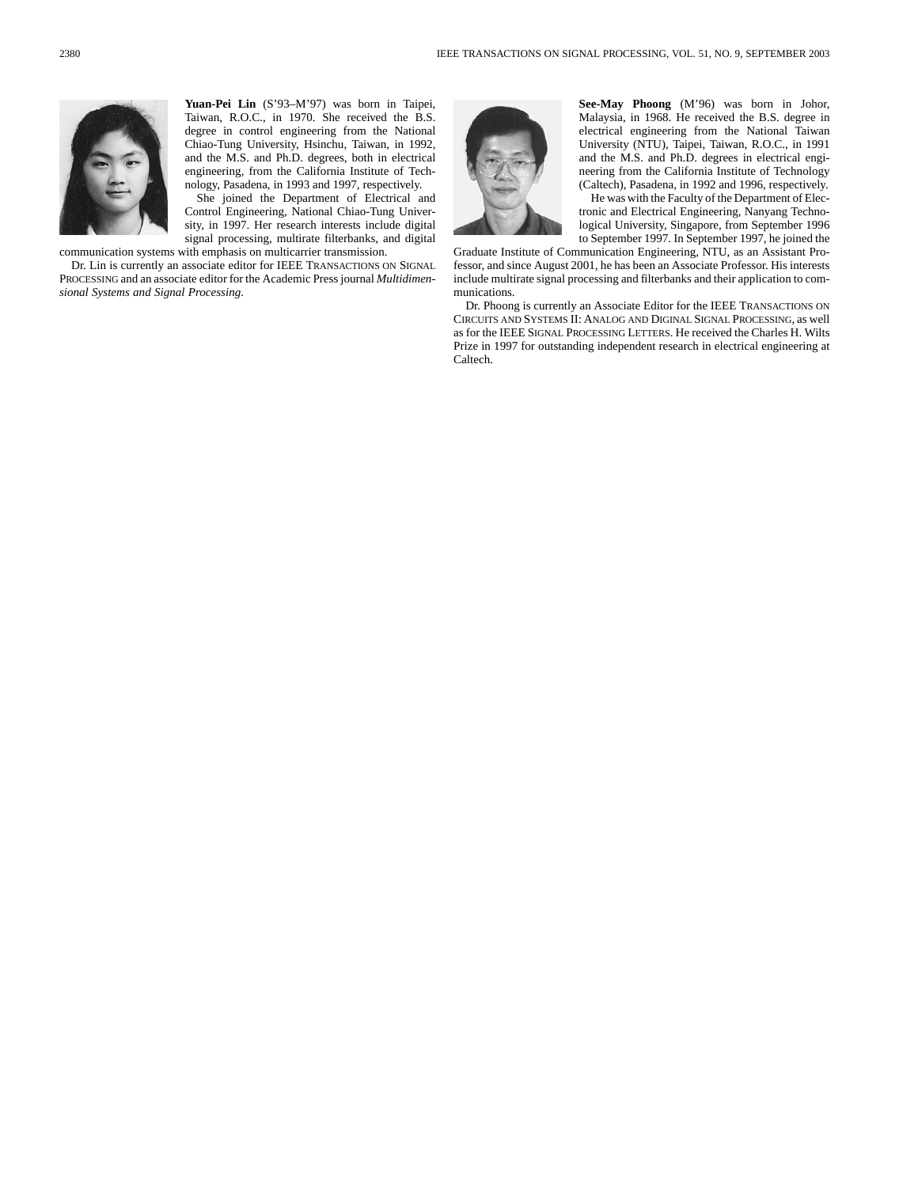**Yuan-Pei Lin** (S'93–M'97) was born in Taipei, Taiwan, R.O.C., in 1970. She received the B.S. degree in control engineering from the National Chiao-Tung University, Hsinchu, Taiwan, in 1992, and the M.S. and Ph.D. degrees, both in electrical engineering, from the California Institute of Technology, Pasadena, in 1993 and 1997, respectively.

She joined the Department of Electrical and Control Engineering, National Chiao-Tung University, in 1997. Her research interests include digital signal processing, multirate filterbanks, and digital communication systems with emphasis on multicarrier transmission.

Dr. Lin is currently an associate editor for IEEE TRANSACTIONS ON SIGNAL PROCESSING and an associate editor for the Academic Press journal *Multidimensional Systems and Signal Processing*.

**See-May Phoong** (M'96) was born in Johor, Malaysia, in 1968. He received the B.S. degree in electrical engineering from the National Taiwan University (NTU), Taipei, Taiwan, R.O.C., in 1991 and the M.S. and Ph.D. degrees in electrical engineering from the California Institute of Technology (Caltech), Pasadena, in 1992 and 1996, respectively.

He was with the Faculty of the Department of Electronic and Electrical Engineering, Nanyang Technological University, Singapore, from September 1996 to September 1997. In September 1997, he joined the Graduate Institute of Communication Engineering, NTU, as an Assistant Professor, and since August 2001, he has been an Associate Professor. His interests include multirate signal processing and filterbanks and their application to communications.

Dr. Phoong is currently an Associate Editor for the IEEE TRANSACTIONS ON CIRCUITS AND SYSTEMS II: ANALOG AND DIGINAL SIGNAL PROCESSING, as well as for the IEEE SIGNAL PROCESSING LETTERS. He received the Charles H. Wilts Prize in 1997 for outstanding independent research in electrical engineering at Caltech.